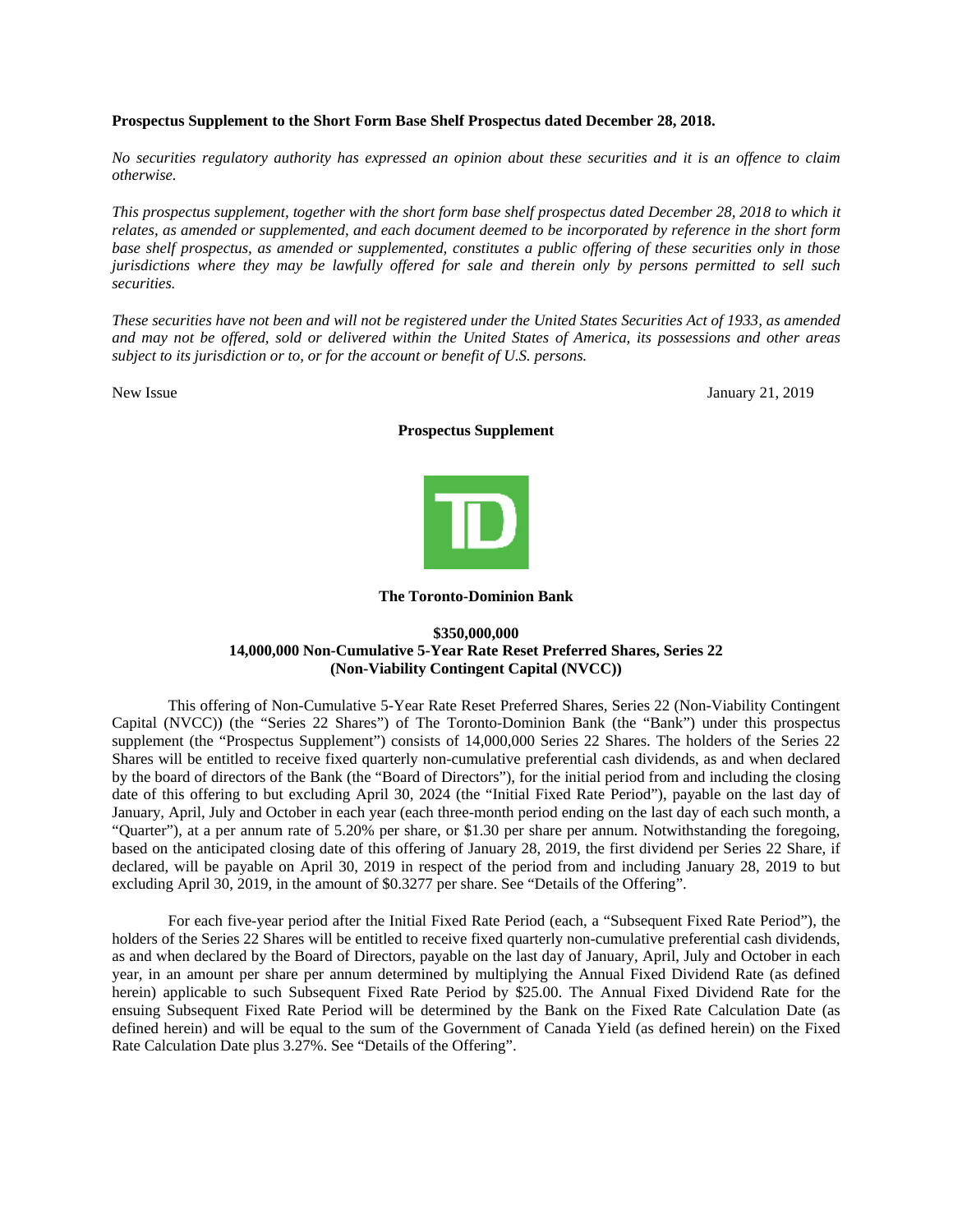**Prospectus Supplement to the Short Form Base Shelf Prospectus dated December 28, 2018.**

*No securities regulatory authority has expressed an opinion about these securities and it is an offence to claim otherwise.*

*This prospectus supplement, together with the short form base shelf prospectus dated December 28, 2018 to which it relates, as amended or supplemented, and each document deemed to be incorporated by reference in the short form base shelf prospectus, as amended or supplemented, constitutes a public offering of these securities only in those jurisdictions where they may be lawfully offered for sale and therein only by persons permitted to sell such securities.*

*These securities have not been and will not be registered under the United States Securities Act of 1933, as amended and may not be offered, sold or delivered within the United States of America, its possessions and other areas subject to its jurisdiction or to, or for the account or benefit of U.S. persons.*

New Issue January 21, 2019

**Prospectus Supplement**

**The Toronto-Dominion Bank**

**$350,000,000**
**14,000,000 Non-Cumulative 5-Year Rate Reset Preferred Shares, Series 22**
**(Non-Viability Contingent Capital (NVCC))**

This offering of Non-Cumulative 5-Year Rate Reset Preferred Shares, Series 22 (Non-Viability Contingent Capital (NVCC)) (the "Series 22 Shares") of The Toronto-Dominion Bank (the "Bank") under this prospectus supplement (the "Prospectus Supplement") consists of 14,000,000 Series 22 Shares. The holders of the Series 22 Shares will be entitled to receive fixed quarterly non-cumulative preferential cash dividends, as and when declared by the board of directors of the Bank (the "Board of Directors"), for the initial period from and including the closing date of this offering to but excluding April 30, 2024 (the "Initial Fixed Rate Period"), payable on the last day of January, April, July and October in each year (each three-month period ending on the last day of each such month, a "Quarter"), at a per annum rate of 5.20% per share, or $1.30 per share per annum. Notwithstanding the foregoing, based on the anticipated closing date of this offering of January 28, 2019, the first dividend per Series 22 Share, if declared, will be payable on April 30, 2019 in respect of the period from and including January 28, 2019 to but excluding April 30, 2019, in the amount of $0.3277 per share. See "Details of the Offering".

For each five-year period after the Initial Fixed Rate Period (each, a "Subsequent Fixed Rate Period"), the holders of the Series 22 Shares will be entitled to receive fixed quarterly non-cumulative preferential cash dividends, as and when declared by the Board of Directors, payable on the last day of January, April, July and October in each year, in an amount per share per annum determined by multiplying the Annual Fixed Dividend Rate (as defined herein) applicable to such Subsequent Fixed Rate Period by $25.00. The Annual Fixed Dividend Rate for the ensuing Subsequent Fixed Rate Period will be determined by the Bank on the Fixed Rate Calculation Date (as defined herein) and will be equal to the sum of the Government of Canada Yield (as defined herein) on the Fixed Rate Calculation Date plus 3.27%. See "Details of the Offering".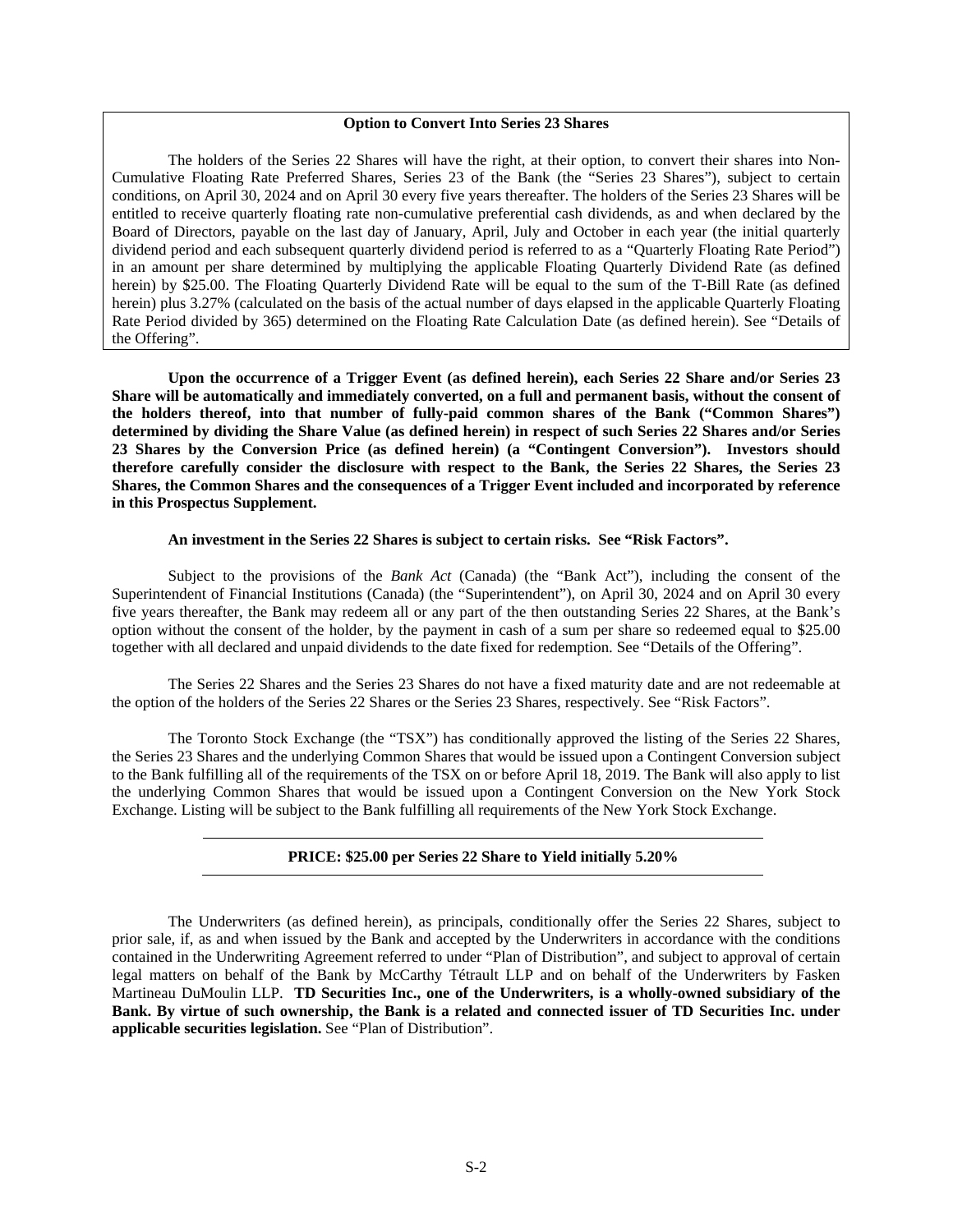**Option to Convert Into Series 23 Shares**

The holders of the Series 22 Shares will have the right, at their option, to convert their shares into Non-Cumulative Floating Rate Preferred Shares, Series 23 of the Bank (the "Series 23 Shares"), subject to certain conditions, on April 30, 2024 and on April 30 every five years thereafter. The holders of the Series 23 Shares will be entitled to receive quarterly floating rate non-cumulative preferential cash dividends, as and when declared by the Board of Directors, payable on the last day of January, April, July and October in each year (the initial quarterly dividend period and each subsequent quarterly dividend period is referred to as a "Quarterly Floating Rate Period") in an amount per share determined by multiplying the applicable Floating Quarterly Dividend Rate (as defined herein) by $25.00. The Floating Quarterly Dividend Rate will be equal to the sum of the T-Bill Rate (as defined herein) plus 3.27% (calculated on the basis of the actual number of days elapsed in the applicable Quarterly Floating Rate Period divided by 365) determined on the Floating Rate Calculation Date (as defined herein). See "Details of the Offering".

**Upon the occurrence of a Trigger Event (as defined herein), each Series 22 Share and/or Series 23 Share will be automatically and immediately converted, on a full and permanent basis, without the consent of the holders thereof, into that number of fully-paid common shares of the Bank ("Common Shares") determined by dividing the Share Value (as defined herein) in respect of such Series 22 Shares and/or Series 23 Shares by the Conversion Price (as defined herein) (a "Contingent Conversion"). Investors should therefore carefully consider the disclosure with respect to the Bank, the Series 22 Shares, the Series 23 Shares, the Common Shares and the consequences of a Trigger Event included and incorporated by reference in this Prospectus Supplement.**

**An investment in the Series 22 Shares is subject to certain risks. See "Risk Factors".**

Subject to the provisions of the *Bank Act* (Canada) (the "Bank Act"), including the consent of the Superintendent of Financial Institutions (Canada) (the "Superintendent"), on April 30, 2024 and on April 30 every five years thereafter, the Bank may redeem all or any part of the then outstanding Series 22 Shares, at the Bank's option without the consent of the holder, by the payment in cash of a sum per share so redeemed equal to $25.00 together with all declared and unpaid dividends to the date fixed for redemption. See "Details of the Offering".

The Series 22 Shares and the Series 23 Shares do not have a fixed maturity date and are not redeemable at the option of the holders of the Series 22 Shares or the Series 23 Shares, respectively. See "Risk Factors".

The Toronto Stock Exchange (the "TSX") has conditionally approved the listing of the Series 22 Shares, the Series 23 Shares and the underlying Common Shares that would be issued upon a Contingent Conversion subject to the Bank fulfilling all of the requirements of the TSX on or before April 18, 2019. The Bank will also apply to list the underlying Common Shares that would be issued upon a Contingent Conversion on the New York Stock Exchange. Listing will be subject to the Bank fulfilling all requirements of the New York Stock Exchange.

---

**PRICE: $25.00 per Series 22 Share to Yield initially 5.20%**

---

The Underwriters (as defined herein), as principals, conditionally offer the Series 22 Shares, subject to prior sale, if, as and when issued by the Bank and accepted by the Underwriters in accordance with the conditions contained in the Underwriting Agreement referred to under "Plan of Distribution", and subject to approval of certain legal matters on behalf of the Bank by McCarthy Tétrault LLP and on behalf of the Underwriters by Fasken Martineau DuMoulin LLP. **TD Securities Inc., one of the Underwriters, is a wholly-owned subsidiary of the Bank. By virtue of such ownership, the Bank is a related and connected issuer of TD Securities Inc. under applicable securities legislation.** See "Plan of Distribution".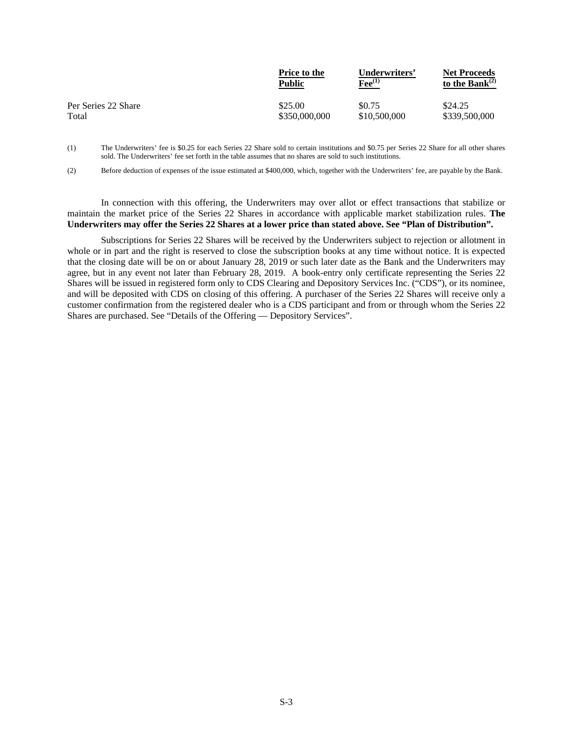| | Price to the Public | Underwriters' Fee[(1)] | Net Proceeds to the Bank[(2)] |
|---|---|---|---|
| Per Series 22 Share | $25.00 | $0.75 | $24.25 |
| Total | $350,000,000 | $10,500,000 | $339,500,000 |

(1) The Underwriters' fee is $0.25 for each Series 22 Share sold to certain institutions and $0.75 per Series 22 Share for all other shares sold. The Underwriters' fee set forth in the table assumes that no shares are sold to such institutions.

(2) Before deduction of expenses of the issue estimated at $400,000, which, together with the Underwriters' fee, are payable by the Bank.

In connection with this offering, the Underwriters may over allot or effect transactions that stabilize or maintain the market price of the Series 22 Shares in accordance with applicable market stabilization rules. **The Underwriters may offer the Series 22 Shares at a lower price than stated above. See "Plan of Distribution".**

Subscriptions for Series 22 Shares will be received by the Underwriters subject to rejection or allotment in whole or in part and the right is reserved to close the subscription books at any time without notice. It is expected that the closing date will be on or about January 28, 2019 or such later date as the Bank and the Underwriters may agree, but in any event not later than February 28, 2019. A book-entry only certificate representing the Series 22 Shares will be issued in registered form only to CDS Clearing and Depository Services Inc. ("CDS"), or its nominee, and will be deposited with CDS on closing of this offering. A purchaser of the Series 22 Shares will receive only a customer confirmation from the registered dealer who is a CDS participant and from or through whom the Series 22 Shares are purchased. See "Details of the Offering — Depository Services".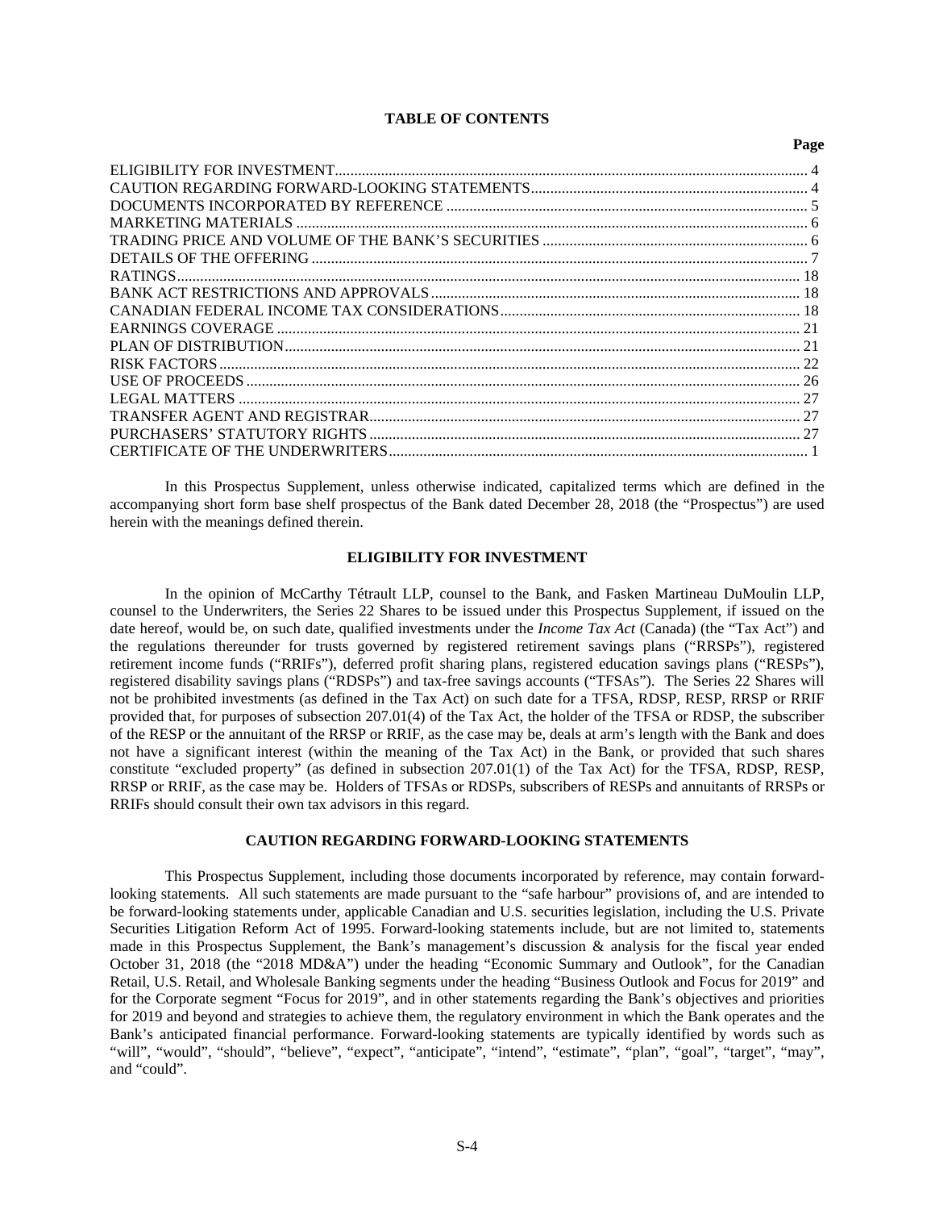## TABLE OF CONTENTS

| | Page |
|---|---|
| ELIGIBILITY FOR INVESTMENT | 4 |
| CAUTION REGARDING FORWARD-LOOKING STATEMENTS | 4 |
| DOCUMENTS INCORPORATED BY REFERENCE | 5 |
| MARKETING MATERIALS | 6 |
| TRADING PRICE AND VOLUME OF THE BANK'S SECURITIES | 6 |
| DETAILS OF THE OFFERING | 7 |
| RATINGS | 18 |
| BANK ACT RESTRICTIONS AND APPROVALS | 18 |
| CANADIAN FEDERAL INCOME TAX CONSIDERATIONS | 18 |
| EARNINGS COVERAGE | 21 |
| PLAN OF DISTRIBUTION | 21 |
| RISK FACTORS | 22 |
| USE OF PROCEEDS | 26 |
| LEGAL MATTERS | 27 |
| TRANSFER AGENT AND REGISTRAR | 27 |
| PURCHASERS' STATUTORY RIGHTS | 27 |
| CERTIFICATE OF THE UNDERWRITERS | 1 |

In this Prospectus Supplement, unless otherwise indicated, capitalized terms which are defined in the accompanying short form base shelf prospectus of the Bank dated December 28, 2018 (the "Prospectus") are used herein with the meanings defined therein.

## ELIGIBILITY FOR INVESTMENT

In the opinion of McCarthy Tétrault LLP, counsel to the Bank, and Fasken Martineau DuMoulin LLP, counsel to the Underwriters, the Series 22 Shares to be issued under this Prospectus Supplement, if issued on the date hereof, would be, on such date, qualified investments under the *Income Tax Act* (Canada) (the "Tax Act") and the regulations thereunder for trusts governed by registered retirement savings plans ("RRSPs"), registered retirement income funds ("RRIFs"), deferred profit sharing plans, registered education savings plans ("RESPs"), registered disability savings plans ("RDSPs") and tax-free savings accounts ("TFSAs"). The Series 22 Shares will not be prohibited investments (as defined in the Tax Act) on such date for a TFSA, RDSP, RESP, RRSP or RRIF provided that, for purposes of subsection 207.01(4) of the Tax Act, the holder of the TFSA or RDSP, the subscriber of the RESP or the annuitant of the RRSP or RRIF, as the case may be, deals at arm's length with the Bank and does not have a significant interest (within the meaning of the Tax Act) in the Bank, or provided that such shares constitute "excluded property" (as defined in subsection 207.01(1) of the Tax Act) for the TFSA, RDSP, RESP, RRSP or RRIF, as the case may be. Holders of TFSAs or RDSPs, subscribers of RESPs and annuitants of RRSPs or RRIFs should consult their own tax advisors in this regard.

## CAUTION REGARDING FORWARD-LOOKING STATEMENTS

This Prospectus Supplement, including those documents incorporated by reference, may contain forward-looking statements. All such statements are made pursuant to the "safe harbour" provisions of, and are intended to be forward-looking statements under, applicable Canadian and U.S. securities legislation, including the U.S. Private Securities Litigation Reform Act of 1995. Forward-looking statements include, but are not limited to, statements made in this Prospectus Supplement, the Bank's management's discussion & analysis for the fiscal year ended October 31, 2018 (the "2018 MD&A") under the heading "Economic Summary and Outlook", for the Canadian Retail, U.S. Retail, and Wholesale Banking segments under the heading "Business Outlook and Focus for 2019" and for the Corporate segment "Focus for 2019", and in other statements regarding the Bank's objectives and priorities for 2019 and beyond and strategies to achieve them, the regulatory environment in which the Bank operates and the Bank's anticipated financial performance. Forward-looking statements are typically identified by words such as "will", "would", "should", "believe", "expect", "anticipate", "intend", "estimate", "plan", "goal", "target", "may", and "could".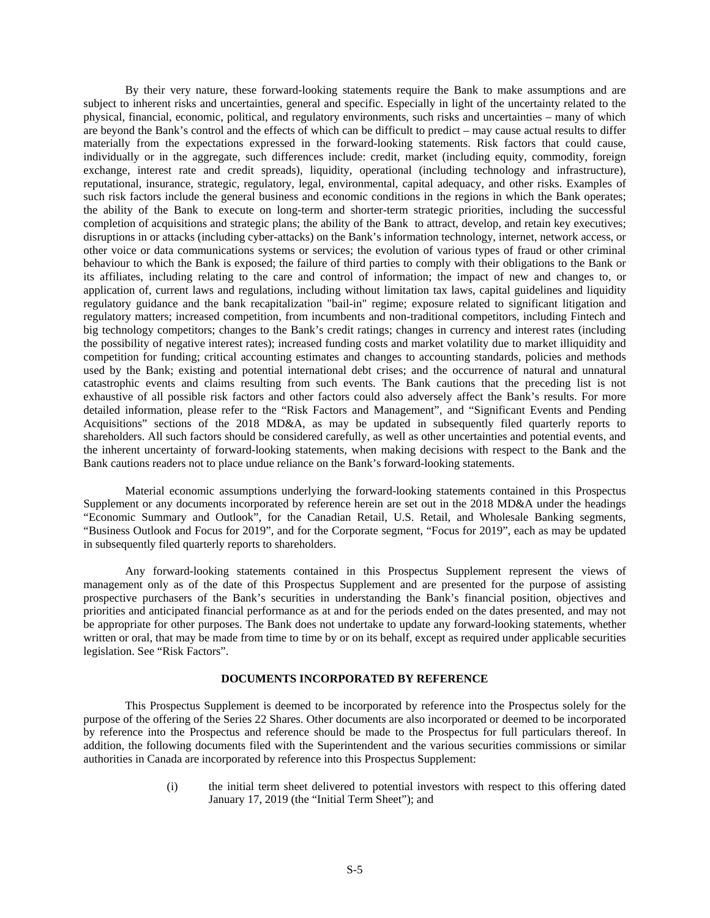By their very nature, these forward-looking statements require the Bank to make assumptions and are subject to inherent risks and uncertainties, general and specific. Especially in light of the uncertainty related to the physical, financial, economic, political, and regulatory environments, such risks and uncertainties – many of which are beyond the Bank's control and the effects of which can be difficult to predict – may cause actual results to differ materially from the expectations expressed in the forward-looking statements. Risk factors that could cause, individually or in the aggregate, such differences include: credit, market (including equity, commodity, foreign exchange, interest rate and credit spreads), liquidity, operational (including technology and infrastructure), reputational, insurance, strategic, regulatory, legal, environmental, capital adequacy, and other risks. Examples of such risk factors include the general business and economic conditions in the regions in which the Bank operates; the ability of the Bank to execute on long-term and shorter-term strategic priorities, including the successful completion of acquisitions and strategic plans; the ability of the Bank to attract, develop, and retain key executives; disruptions in or attacks (including cyber-attacks) on the Bank's information technology, internet, network access, or other voice or data communications systems or services; the evolution of various types of fraud or other criminal behaviour to which the Bank is exposed; the failure of third parties to comply with their obligations to the Bank or its affiliates, including relating to the care and control of information; the impact of new and changes to, or application of, current laws and regulations, including without limitation tax laws, capital guidelines and liquidity regulatory guidance and the bank recapitalization "bail-in" regime; exposure related to significant litigation and regulatory matters; increased competition, from incumbents and non-traditional competitors, including Fintech and big technology competitors; changes to the Bank's credit ratings; changes in currency and interest rates (including the possibility of negative interest rates); increased funding costs and market volatility due to market illiquidity and competition for funding; critical accounting estimates and changes to accounting standards, policies and methods used by the Bank; existing and potential international debt crises; and the occurrence of natural and unnatural catastrophic events and claims resulting from such events. The Bank cautions that the preceding list is not exhaustive of all possible risk factors and other factors could also adversely affect the Bank's results. For more detailed information, please refer to the "Risk Factors and Management", and "Significant Events and Pending Acquisitions" sections of the 2018 MD&A, as may be updated in subsequently filed quarterly reports to shareholders. All such factors should be considered carefully, as well as other uncertainties and potential events, and the inherent uncertainty of forward-looking statements, when making decisions with respect to the Bank and the Bank cautions readers not to place undue reliance on the Bank's forward-looking statements.

Material economic assumptions underlying the forward-looking statements contained in this Prospectus Supplement or any documents incorporated by reference herein are set out in the 2018 MD&A under the headings "Economic Summary and Outlook", for the Canadian Retail, U.S. Retail, and Wholesale Banking segments, "Business Outlook and Focus for 2019", and for the Corporate segment, "Focus for 2019", each as may be updated in subsequently filed quarterly reports to shareholders.

Any forward-looking statements contained in this Prospectus Supplement represent the views of management only as of the date of this Prospectus Supplement and are presented for the purpose of assisting prospective purchasers of the Bank's securities in understanding the Bank's financial position, objectives and priorities and anticipated financial performance as at and for the periods ended on the dates presented, and may not be appropriate for other purposes. The Bank does not undertake to update any forward-looking statements, whether written or oral, that may be made from time to time by or on its behalf, except as required under applicable securities legislation. See "Risk Factors".

## DOCUMENTS INCORPORATED BY REFERENCE

This Prospectus Supplement is deemed to be incorporated by reference into the Prospectus solely for the purpose of the offering of the Series 22 Shares. Other documents are also incorporated or deemed to be incorporated by reference into the Prospectus and reference should be made to the Prospectus for full particulars thereof. In addition, the following documents filed with the Superintendent and the various securities commissions or similar authorities in Canada are incorporated by reference into this Prospectus Supplement:

(i) the initial term sheet delivered to potential investors with respect to this offering dated January 17, 2019 (the "Initial Term Sheet"); and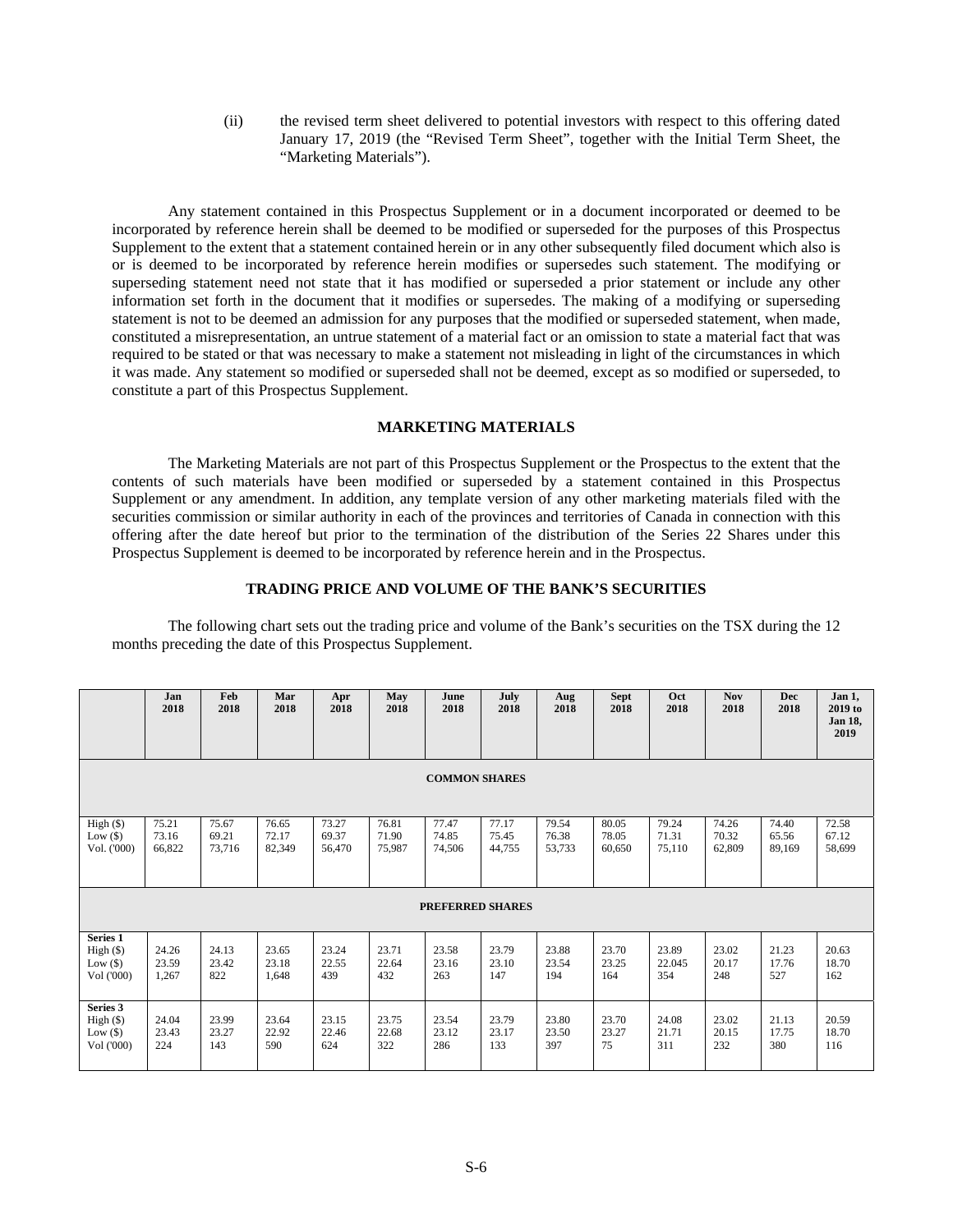(ii) the revised term sheet delivered to potential investors with respect to this offering dated January 17, 2019 (the "Revised Term Sheet", together with the Initial Term Sheet, the "Marketing Materials").

Any statement contained in this Prospectus Supplement or in a document incorporated or deemed to be incorporated by reference herein shall be deemed to be modified or superseded for the purposes of this Prospectus Supplement to the extent that a statement contained herein or in any other subsequently filed document which also is or is deemed to be incorporated by reference herein modifies or supersedes such statement. The modifying or superseding statement need not state that it has modified or superseded a prior statement or include any other information set forth in the document that it modifies or supersedes. The making of a modifying or superseding statement is not to be deemed an admission for any purposes that the modified or superseded statement, when made, constituted a misrepresentation, an untrue statement of a material fact or an omission to state a material fact that was required to be stated or that was necessary to make a statement not misleading in light of the circumstances in which it was made. Any statement so modified or superseded shall not be deemed, except as so modified or superseded, to constitute a part of this Prospectus Supplement.

## MARKETING MATERIALS

The Marketing Materials are not part of this Prospectus Supplement or the Prospectus to the extent that the contents of such materials have been modified or superseded by a statement contained in this Prospectus Supplement or any amendment. In addition, any template version of any other marketing materials filed with the securities commission or similar authority in each of the provinces and territories of Canada in connection with this offering after the date hereof but prior to the termination of the distribution of the Series 22 Shares under this Prospectus Supplement is deemed to be incorporated by reference herein and in the Prospectus.

## TRADING PRICE AND VOLUME OF THE BANK'S SECURITIES

The following chart sets out the trading price and volume of the Bank's securities on the TSX during the 12 months preceding the date of this Prospectus Supplement.

| | Jan 2018 | Feb 2018 | Mar 2018 | Apr 2018 | May 2018 | June 2018 | July 2018 | Aug 2018 | Sept 2018 | Oct 2018 | Nov 2018 | Dec 2018 | Jan 1, 2019 to Jan 18, 2019 |
|---|---|---|---|---|---|---|---|---|---|---|---|---|---|
| **COMMON SHARES** | | | | | | | | | | | | | |
| High ($) | 75.21 | 75.67 | 76.65 | 73.27 | 76.81 | 77.47 | 77.17 | 79.54 | 80.05 | 79.24 | 74.26 | 74.40 | 72.58 |
| Low ($) | 73.16 | 69.21 | 72.17 | 69.37 | 71.90 | 74.85 | 75.45 | 76.38 | 78.05 | 71.31 | 70.32 | 65.56 | 67.12 |
| Vol. ('000) | 66,822 | 73,716 | 82,349 | 56,470 | 75,987 | 74,506 | 44,755 | 53,733 | 60,650 | 75,110 | 62,809 | 89,169 | 58,699 |
| **PREFERRED SHARES** | | | | | | | | | | | | | |
| **Series 1** | | | | | | | | | | | | | |
| High ($) | 24.26 | 24.13 | 23.65 | 23.24 | 23.71 | 23.58 | 23.79 | 23.88 | 23.70 | 23.89 | 23.02 | 21.23 | 20.63 |
| Low ($) | 23.59 | 23.42 | 23.18 | 22.55 | 22.64 | 23.16 | 23.10 | 23.54 | 23.25 | 22.045 | 20.17 | 17.76 | 18.70 |
| Vol ('000) | 1,267 | 822 | 1,648 | 439 | 432 | 263 | 147 | 194 | 164 | 354 | 248 | 527 | 162 |
| **Series 3** | | | | | | | | | | | | | |
| High ($) | 24.04 | 23.99 | 23.64 | 23.15 | 23.75 | 23.54 | 23.79 | 23.80 | 23.70 | 24.08 | 23.02 | 21.13 | 20.59 |
| Low ($) | 23.43 | 23.27 | 22.92 | 22.46 | 22.68 | 23.12 | 23.17 | 23.50 | 23.27 | 21.71 | 20.15 | 17.75 | 18.70 |
| Vol ('000) | 224 | 143 | 590 | 624 | 322 | 286 | 133 | 397 | 75 | 311 | 232 | 380 | 116 |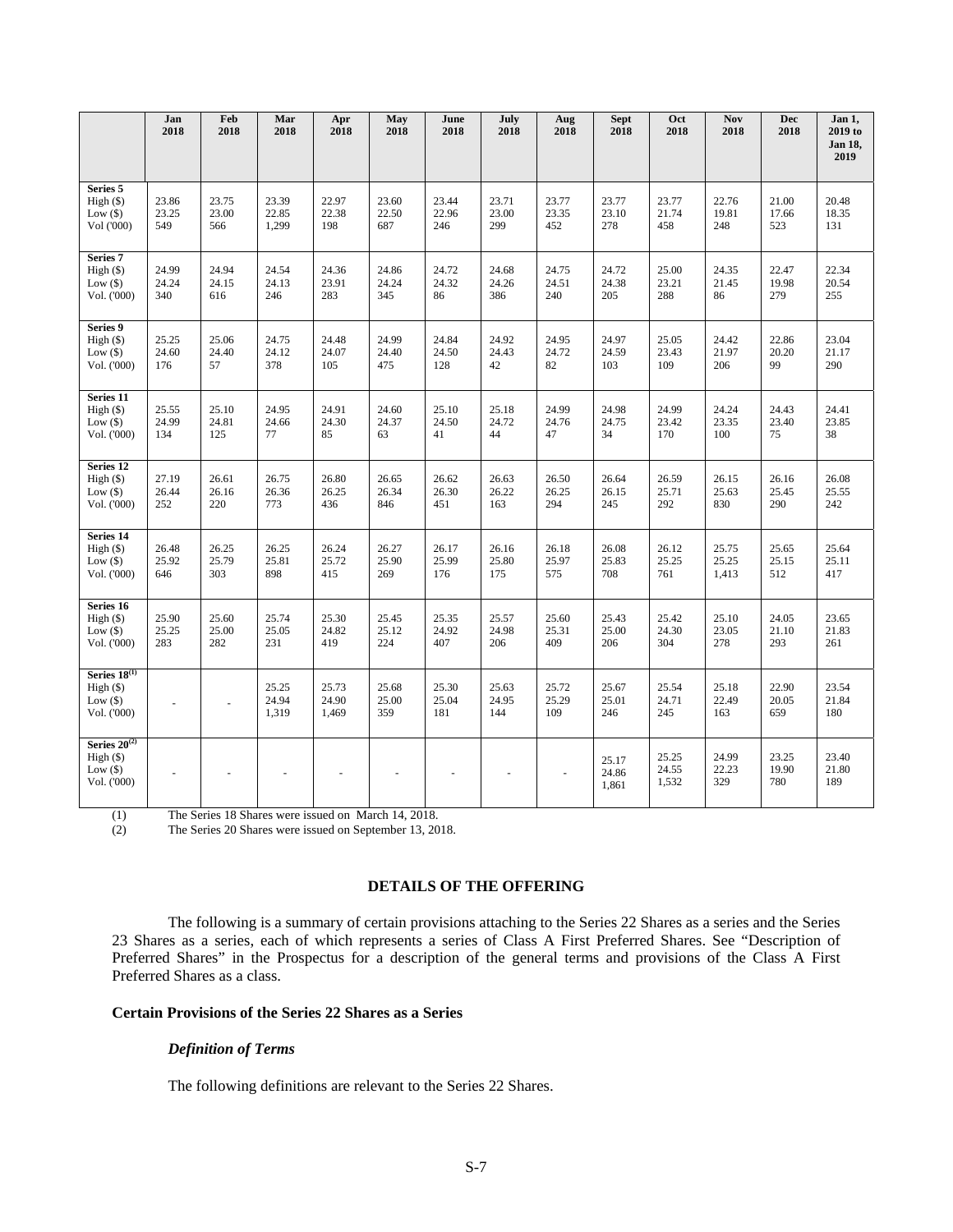| | Jan 2018 | Feb 2018 | Mar 2018 | Apr 2018 | May 2018 | June 2018 | July 2018 | Aug 2018 | Sept 2018 | Oct 2018 | Nov 2018 | Dec 2018 | Jan 1, 2019 to Jan 18, 2019 |
|---|---|---|---|---|---|---|---|---|---|---|---|---|---|
| **Series 5** | | | | | | | | | | | | | |
| High ($) | 23.86 | 23.75 | 23.39 | 22.97 | 23.60 | 23.44 | 23.71 | 23.77 | 23.77 | 23.77 | 22.76 | 21.00 | 20.48 |
| Low ($) | 23.25 | 23.00 | 22.85 | 22.38 | 22.50 | 22.96 | 23.00 | 23.35 | 23.10 | 21.74 | 19.81 | 17.66 | 18.35 |
| Vol ('000) | 549 | 566 | 1,299 | 198 | 687 | 246 | 299 | 452 | 278 | 458 | 248 | 523 | 131 |
| **Series 7** | | | | | | | | | | | | | |
| High ($) | 24.99 | 24.94 | 24.54 | 24.36 | 24.86 | 24.72 | 24.68 | 24.75 | 24.72 | 25.00 | 24.35 | 22.47 | 22.34 |
| Low ($) | 24.24 | 24.15 | 24.13 | 23.91 | 24.24 | 24.32 | 24.26 | 24.51 | 24.38 | 23.21 | 21.45 | 19.98 | 20.54 |
| Vol. ('000) | 340 | 616 | 246 | 283 | 345 | 86 | 386 | 240 | 205 | 288 | 86 | 279 | 255 |
| **Series 9** | | | | | | | | | | | | | |
| High ($) | 25.25 | 25.06 | 24.75 | 24.48 | 24.99 | 24.84 | 24.92 | 24.95 | 24.97 | 25.05 | 24.42 | 22.86 | 23.04 |
| Low ($) | 24.60 | 24.40 | 24.12 | 24.07 | 24.40 | 24.50 | 24.43 | 24.72 | 24.59 | 23.43 | 21.97 | 20.20 | 21.17 |
| Vol. ('000) | 176 | 57 | 378 | 105 | 475 | 128 | 42 | 82 | 103 | 109 | 206 | 99 | 290 |
| **Series 11** | | | | | | | | | | | | | |
| High ($) | 25.55 | 25.10 | 24.95 | 24.91 | 24.60 | 25.10 | 25.18 | 24.99 | 24.98 | 24.99 | 24.24 | 24.43 | 24.41 |
| Low ($) | 24.99 | 24.81 | 24.66 | 24.30 | 24.37 | 24.50 | 24.72 | 24.76 | 24.75 | 23.42 | 23.35 | 23.40 | 23.85 |
| Vol. ('000) | 134 | 125 | 77 | 85 | 63 | 41 | 44 | 47 | 34 | 170 | 100 | 75 | 38 |
| **Series 12** | | | | | | | | | | | | | |
| High ($) | 27.19 | 26.61 | 26.75 | 26.80 | 26.65 | 26.62 | 26.63 | 26.50 | 26.64 | 26.59 | 26.15 | 26.16 | 26.08 |
| Low ($) | 26.44 | 26.16 | 26.36 | 26.25 | 26.34 | 26.30 | 26.22 | 26.25 | 26.15 | 25.71 | 25.63 | 25.45 | 25.55 |
| Vol. ('000) | 252 | 220 | 773 | 436 | 846 | 451 | 163 | 294 | 245 | 292 | 830 | 290 | 242 |
| **Series 14** | | | | | | | | | | | | | |
| High ($) | 26.48 | 26.25 | 26.25 | 26.24 | 26.27 | 26.17 | 26.16 | 26.18 | 26.08 | 26.12 | 25.75 | 25.65 | 25.64 |
| Low ($) | 25.92 | 25.79 | 25.81 | 25.72 | 25.90 | 25.99 | 25.80 | 25.97 | 25.83 | 25.25 | 25.25 | 25.15 | 25.11 |
| Vol. ('000) | 646 | 303 | 898 | 415 | 269 | 176 | 175 | 575 | 708 | 761 | 1,413 | 512 | 417 |
| **Series 16** | | | | | | | | | | | | | |
| High ($) | 25.90 | 25.60 | 25.74 | 25.30 | 25.45 | 25.35 | 25.57 | 25.60 | 25.43 | 25.42 | 25.10 | 24.05 | 23.65 |
| Low ($) | 25.25 | 25.00 | 25.05 | 24.82 | 25.12 | 24.92 | 24.98 | 25.31 | 25.00 | 24.30 | 23.05 | 21.10 | 21.83 |
| Vol. ('000) | 283 | 282 | 231 | 419 | 224 | 407 | 206 | 409 | 206 | 304 | 278 | 293 | 261 |
| **Series 18**(1) | | | | | | | | | | | | | |
| High ($) | - | - | 25.25 | 25.73 | 25.68 | 25.30 | 25.63 | 25.72 | 25.67 | 25.54 | 25.18 | 22.90 | 23.54 |
| Low ($) | | | 24.94 | 24.90 | 25.00 | 25.04 | 24.95 | 25.29 | 25.01 | 24.71 | 22.49 | 20.05 | 21.84 |
| Vol. ('000) | | | 1,319 | 1,469 | 359 | 181 | 144 | 109 | 246 | 245 | 163 | 659 | 180 |
| **Series 20**(2) | | | | | | | | | | | | | |
| High ($) | - | - | - | - | - | - | - | - | 25.17 | 25.25 | 24.99 | 23.25 | 23.40 |
| Low ($) | | | | | | | | | 24.86 | 24.55 | 22.23 | 19.90 | 21.80 |
| Vol. ('000) | | | | | | | | | 1,861 | 1,532 | 329 | 780 | 189 |

(1) The Series 18 Shares were issued on March 14, 2018.

(2) The Series 20 Shares were issued on September 13, 2018.

## DETAILS OF THE OFFERING

The following is a summary of certain provisions attaching to the Series 22 Shares as a series and the Series 23 Shares as a series, each of which represents a series of Class A First Preferred Shares. See "Description of Preferred Shares" in the Prospectus for a description of the general terms and provisions of the Class A First Preferred Shares as a class.

### Certain Provisions of the Series 22 Shares as a Series

#### *Definition of Terms*

The following definitions are relevant to the Series 22 Shares.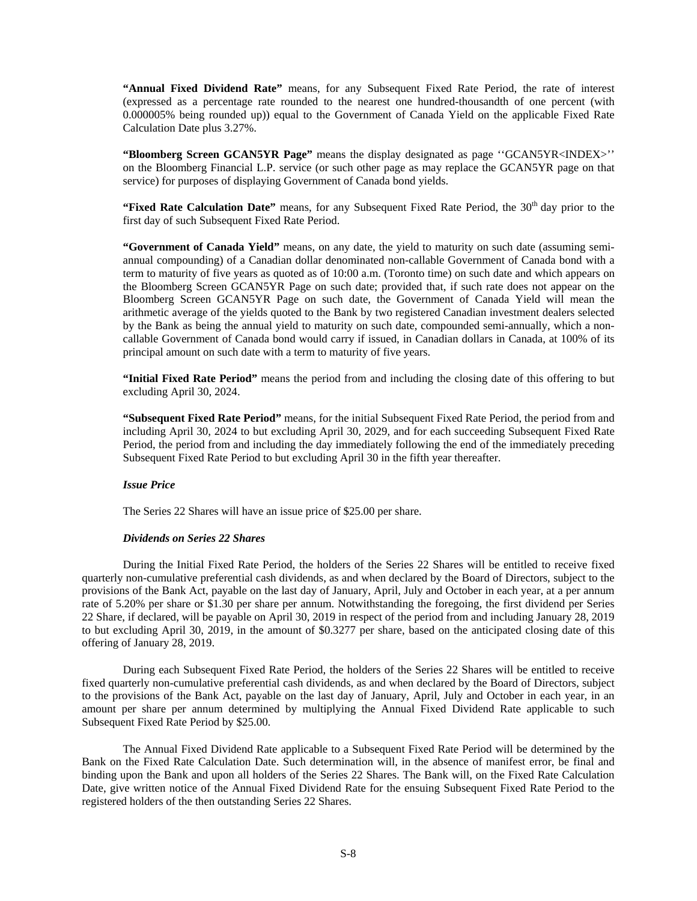**"Annual Fixed Dividend Rate"** means, for any Subsequent Fixed Rate Period, the rate of interest (expressed as a percentage rate rounded to the nearest one hundred-thousandth of one percent (with 0.000005% being rounded up)) equal to the Government of Canada Yield on the applicable Fixed Rate Calculation Date plus 3.27%.

**"Bloomberg Screen GCAN5YR Page"** means the display designated as page ''GCAN5YR<INDEX>'' on the Bloomberg Financial L.P. service (or such other page as may replace the GCAN5YR page on that service) for purposes of displaying Government of Canada bond yields.

**"Fixed Rate Calculation Date"** means, for any Subsequent Fixed Rate Period, the 30th day prior to the first day of such Subsequent Fixed Rate Period.

**"Government of Canada Yield"** means, on any date, the yield to maturity on such date (assuming semi-annual compounding) of a Canadian dollar denominated non-callable Government of Canada bond with a term to maturity of five years as quoted as of 10:00 a.m. (Toronto time) on such date and which appears on the Bloomberg Screen GCAN5YR Page on such date; provided that, if such rate does not appear on the Bloomberg Screen GCAN5YR Page on such date, the Government of Canada Yield will mean the arithmetic average of the yields quoted to the Bank by two registered Canadian investment dealers selected by the Bank as being the annual yield to maturity on such date, compounded semi-annually, which a non-callable Government of Canada bond would carry if issued, in Canadian dollars in Canada, at 100% of its principal amount on such date with a term to maturity of five years.

**"Initial Fixed Rate Period"** means the period from and including the closing date of this offering to but excluding April 30, 2024.

**"Subsequent Fixed Rate Period"** means, for the initial Subsequent Fixed Rate Period, the period from and including April 30, 2024 to but excluding April 30, 2029, and for each succeeding Subsequent Fixed Rate Period, the period from and including the day immediately following the end of the immediately preceding Subsequent Fixed Rate Period to but excluding April 30 in the fifth year thereafter.

*Issue Price*

The Series 22 Shares will have an issue price of $25.00 per share.

*Dividends on Series 22 Shares*

During the Initial Fixed Rate Period, the holders of the Series 22 Shares will be entitled to receive fixed quarterly non-cumulative preferential cash dividends, as and when declared by the Board of Directors, subject to the provisions of the Bank Act, payable on the last day of January, April, July and October in each year, at a per annum rate of 5.20% per share or $1.30 per share per annum. Notwithstanding the foregoing, the first dividend per Series 22 Share, if declared, will be payable on April 30, 2019 in respect of the period from and including January 28, 2019 to but excluding April 30, 2019, in the amount of $0.3277 per share, based on the anticipated closing date of this offering of January 28, 2019.

During each Subsequent Fixed Rate Period, the holders of the Series 22 Shares will be entitled to receive fixed quarterly non-cumulative preferential cash dividends, as and when declared by the Board of Directors, subject to the provisions of the Bank Act, payable on the last day of January, April, July and October in each year, in an amount per share per annum determined by multiplying the Annual Fixed Dividend Rate applicable to such Subsequent Fixed Rate Period by $25.00.

The Annual Fixed Dividend Rate applicable to a Subsequent Fixed Rate Period will be determined by the Bank on the Fixed Rate Calculation Date. Such determination will, in the absence of manifest error, be final and binding upon the Bank and upon all holders of the Series 22 Shares. The Bank will, on the Fixed Rate Calculation Date, give written notice of the Annual Fixed Dividend Rate for the ensuing Subsequent Fixed Rate Period to the registered holders of the then outstanding Series 22 Shares.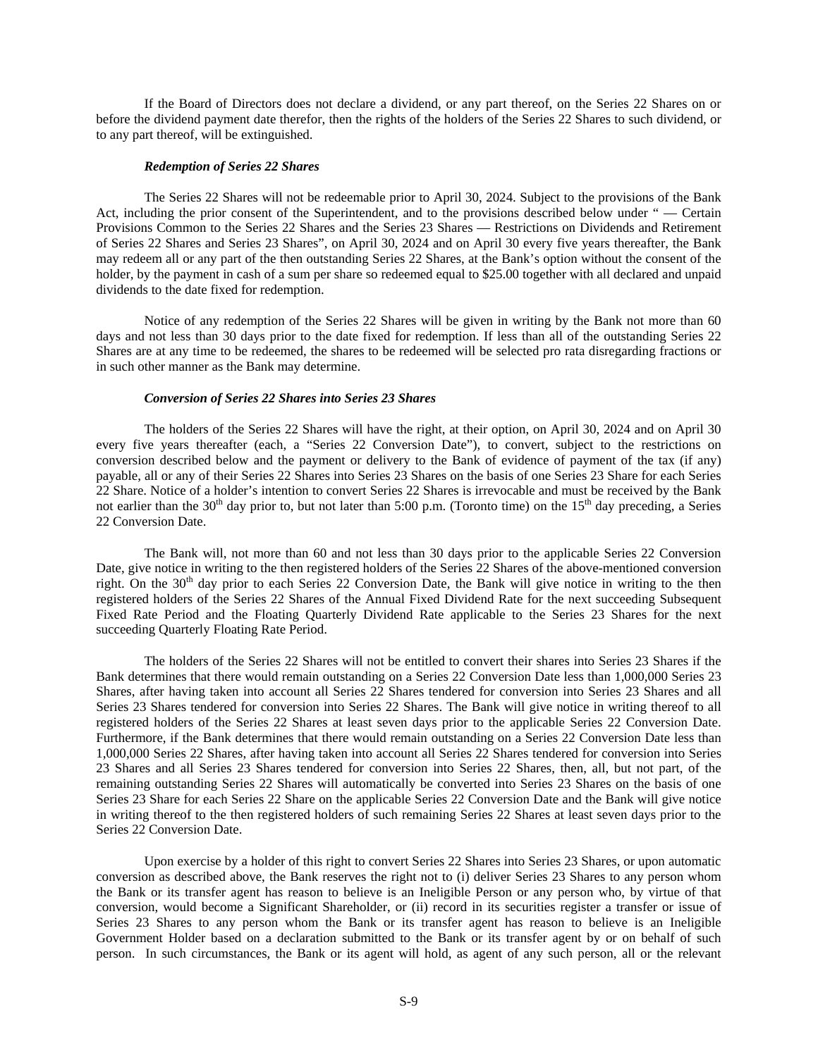If the Board of Directors does not declare a dividend, or any part thereof, on the Series 22 Shares on or before the dividend payment date therefor, then the rights of the holders of the Series 22 Shares to such dividend, or to any part thereof, will be extinguished.

***Redemption of Series 22 Shares***

The Series 22 Shares will not be redeemable prior to April 30, 2024. Subject to the provisions of the Bank Act, including the prior consent of the Superintendent, and to the provisions described below under " — Certain Provisions Common to the Series 22 Shares and the Series 23 Shares — Restrictions on Dividends and Retirement of Series 22 Shares and Series 23 Shares", on April 30, 2024 and on April 30 every five years thereafter, the Bank may redeem all or any part of the then outstanding Series 22 Shares, at the Bank's option without the consent of the holder, by the payment in cash of a sum per share so redeemed equal to $25.00 together with all declared and unpaid dividends to the date fixed for redemption.

Notice of any redemption of the Series 22 Shares will be given in writing by the Bank not more than 60 days and not less than 30 days prior to the date fixed for redemption. If less than all of the outstanding Series 22 Shares are at any time to be redeemed, the shares to be redeemed will be selected pro rata disregarding fractions or in such other manner as the Bank may determine.

***Conversion of Series 22 Shares into Series 23 Shares***

The holders of the Series 22 Shares will have the right, at their option, on April 30, 2024 and on April 30 every five years thereafter (each, a "Series 22 Conversion Date"), to convert, subject to the restrictions on conversion described below and the payment or delivery to the Bank of evidence of payment of the tax (if any) payable, all or any of their Series 22 Shares into Series 23 Shares on the basis of one Series 23 Share for each Series 22 Share. Notice of a holder's intention to convert Series 22 Shares is irrevocable and must be received by the Bank not earlier than the 30th day prior to, but not later than 5:00 p.m. (Toronto time) on the 15th day preceding, a Series 22 Conversion Date.

The Bank will, not more than 60 and not less than 30 days prior to the applicable Series 22 Conversion Date, give notice in writing to the then registered holders of the Series 22 Shares of the above-mentioned conversion right. On the 30th day prior to each Series 22 Conversion Date, the Bank will give notice in writing to the then registered holders of the Series 22 Shares of the Annual Fixed Dividend Rate for the next succeeding Subsequent Fixed Rate Period and the Floating Quarterly Dividend Rate applicable to the Series 23 Shares for the next succeeding Quarterly Floating Rate Period.

The holders of the Series 22 Shares will not be entitled to convert their shares into Series 23 Shares if the Bank determines that there would remain outstanding on a Series 22 Conversion Date less than 1,000,000 Series 23 Shares, after having taken into account all Series 22 Shares tendered for conversion into Series 23 Shares and all Series 23 Shares tendered for conversion into Series 22 Shares. The Bank will give notice in writing thereof to all registered holders of the Series 22 Shares at least seven days prior to the applicable Series 22 Conversion Date. Furthermore, if the Bank determines that there would remain outstanding on a Series 22 Conversion Date less than 1,000,000 Series 22 Shares, after having taken into account all Series 22 Shares tendered for conversion into Series 23 Shares and all Series 23 Shares tendered for conversion into Series 22 Shares, then, all, but not part, of the remaining outstanding Series 22 Shares will automatically be converted into Series 23 Shares on the basis of one Series 23 Share for each Series 22 Share on the applicable Series 22 Conversion Date and the Bank will give notice in writing thereof to the then registered holders of such remaining Series 22 Shares at least seven days prior to the Series 22 Conversion Date.

Upon exercise by a holder of this right to convert Series 22 Shares into Series 23 Shares, or upon automatic conversion as described above, the Bank reserves the right not to (i) deliver Series 23 Shares to any person whom the Bank or its transfer agent has reason to believe is an Ineligible Person or any person who, by virtue of that conversion, would become a Significant Shareholder, or (ii) record in its securities register a transfer or issue of Series 23 Shares to any person whom the Bank or its transfer agent has reason to believe is an Ineligible Government Holder based on a declaration submitted to the Bank or its transfer agent by or on behalf of such person. In such circumstances, the Bank or its agent will hold, as agent of any such person, all or the relevant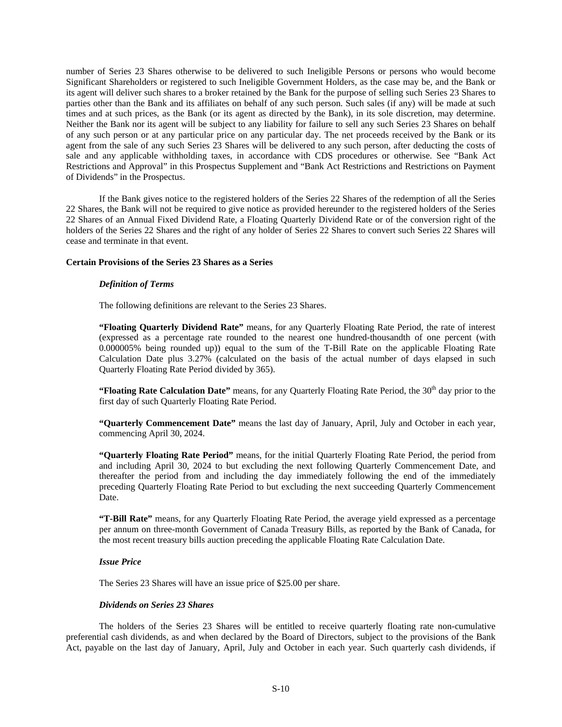number of Series 23 Shares otherwise to be delivered to such Ineligible Persons or persons who would become Significant Shareholders or registered to such Ineligible Government Holders, as the case may be, and the Bank or its agent will deliver such shares to a broker retained by the Bank for the purpose of selling such Series 23 Shares to parties other than the Bank and its affiliates on behalf of any such person. Such sales (if any) will be made at such times and at such prices, as the Bank (or its agent as directed by the Bank), in its sole discretion, may determine. Neither the Bank nor its agent will be subject to any liability for failure to sell any such Series 23 Shares on behalf of any such person or at any particular price on any particular day. The net proceeds received by the Bank or its agent from the sale of any such Series 23 Shares will be delivered to any such person, after deducting the costs of sale and any applicable withholding taxes, in accordance with CDS procedures or otherwise. See "Bank Act Restrictions and Approval" in this Prospectus Supplement and "Bank Act Restrictions and Restrictions on Payment of Dividends" in the Prospectus.

If the Bank gives notice to the registered holders of the Series 22 Shares of the redemption of all the Series 22 Shares, the Bank will not be required to give notice as provided hereunder to the registered holders of the Series 22 Shares of an Annual Fixed Dividend Rate, a Floating Quarterly Dividend Rate or of the conversion right of the holders of the Series 22 Shares and the right of any holder of Series 22 Shares to convert such Series 22 Shares will cease and terminate in that event.

**Certain Provisions of the Series 23 Shares as a Series**

***Definition of Terms***

The following definitions are relevant to the Series 23 Shares.

**"Floating Quarterly Dividend Rate"** means, for any Quarterly Floating Rate Period, the rate of interest (expressed as a percentage rate rounded to the nearest one hundred-thousandth of one percent (with 0.000005% being rounded up)) equal to the sum of the T-Bill Rate on the applicable Floating Rate Calculation Date plus 3.27% (calculated on the basis of the actual number of days elapsed in such Quarterly Floating Rate Period divided by 365).

**"Floating Rate Calculation Date"** means, for any Quarterly Floating Rate Period, the 30th day prior to the first day of such Quarterly Floating Rate Period.

**"Quarterly Commencement Date"** means the last day of January, April, July and October in each year, commencing April 30, 2024.

**"Quarterly Floating Rate Period"** means, for the initial Quarterly Floating Rate Period, the period from and including April 30, 2024 to but excluding the next following Quarterly Commencement Date, and thereafter the period from and including the day immediately following the end of the immediately preceding Quarterly Floating Rate Period to but excluding the next succeeding Quarterly Commencement Date.

**"T-Bill Rate"** means, for any Quarterly Floating Rate Period, the average yield expressed as a percentage per annum on three-month Government of Canada Treasury Bills, as reported by the Bank of Canada, for the most recent treasury bills auction preceding the applicable Floating Rate Calculation Date.

***Issue Price***

The Series 23 Shares will have an issue price of $25.00 per share.

***Dividends on Series 23 Shares***

The holders of the Series 23 Shares will be entitled to receive quarterly floating rate non-cumulative preferential cash dividends, as and when declared by the Board of Directors, subject to the provisions of the Bank Act, payable on the last day of January, April, July and October in each year. Such quarterly cash dividends, if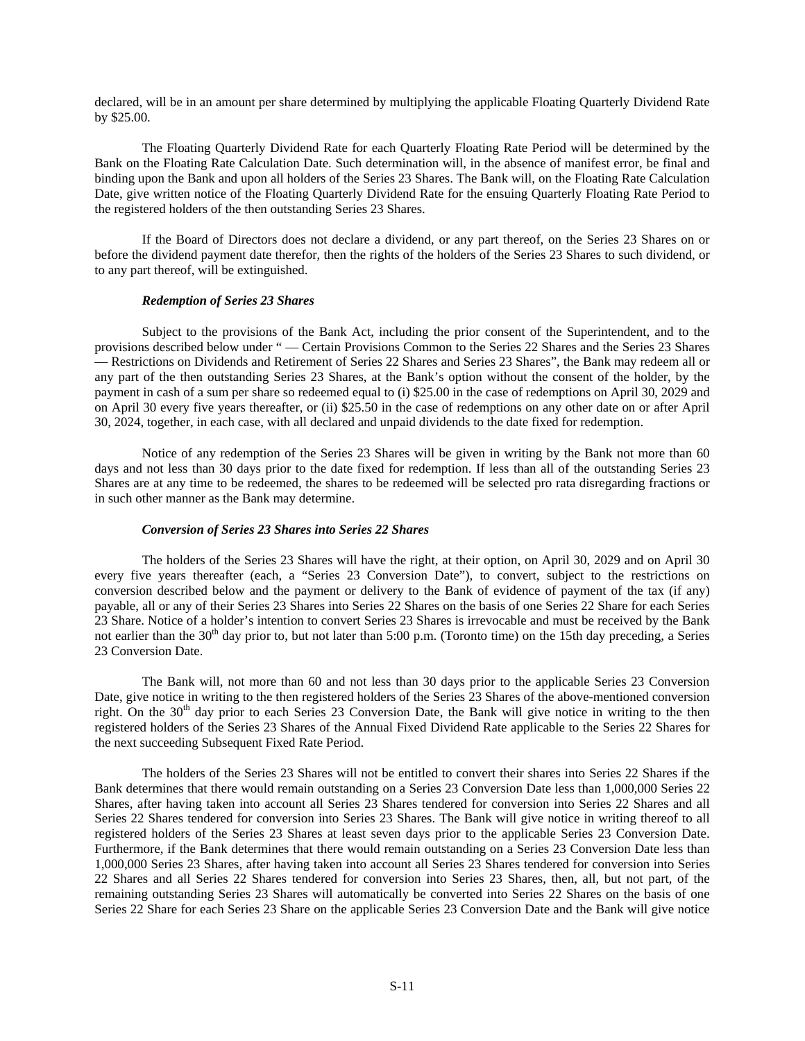declared, will be in an amount per share determined by multiplying the applicable Floating Quarterly Dividend Rate by $25.00.

The Floating Quarterly Dividend Rate for each Quarterly Floating Rate Period will be determined by the Bank on the Floating Rate Calculation Date. Such determination will, in the absence of manifest error, be final and binding upon the Bank and upon all holders of the Series 23 Shares. The Bank will, on the Floating Rate Calculation Date, give written notice of the Floating Quarterly Dividend Rate for the ensuing Quarterly Floating Rate Period to the registered holders of the then outstanding Series 23 Shares.

If the Board of Directors does not declare a dividend, or any part thereof, on the Series 23 Shares on or before the dividend payment date therefor, then the rights of the holders of the Series 23 Shares to such dividend, or to any part thereof, will be extinguished.

***Redemption of Series 23 Shares***

Subject to the provisions of the Bank Act, including the prior consent of the Superintendent, and to the provisions described below under " — Certain Provisions Common to the Series 22 Shares and the Series 23 Shares — Restrictions on Dividends and Retirement of Series 22 Shares and Series 23 Shares", the Bank may redeem all or any part of the then outstanding Series 23 Shares, at the Bank's option without the consent of the holder, by the payment in cash of a sum per share so redeemed equal to (i) $25.00 in the case of redemptions on April 30, 2029 and on April 30 every five years thereafter, or (ii) $25.50 in the case of redemptions on any other date on or after April 30, 2024, together, in each case, with all declared and unpaid dividends to the date fixed for redemption.

Notice of any redemption of the Series 23 Shares will be given in writing by the Bank not more than 60 days and not less than 30 days prior to the date fixed for redemption. If less than all of the outstanding Series 23 Shares are at any time to be redeemed, the shares to be redeemed will be selected pro rata disregarding fractions or in such other manner as the Bank may determine.

***Conversion of Series 23 Shares into Series 22 Shares***

The holders of the Series 23 Shares will have the right, at their option, on April 30, 2029 and on April 30 every five years thereafter (each, a "Series 23 Conversion Date"), to convert, subject to the restrictions on conversion described below and the payment or delivery to the Bank of evidence of payment of the tax (if any) payable, all or any of their Series 23 Shares into Series 22 Shares on the basis of one Series 22 Share for each Series 23 Share. Notice of a holder's intention to convert Series 23 Shares is irrevocable and must be received by the Bank not earlier than the 30th day prior to, but not later than 5:00 p.m. (Toronto time) on the 15th day preceding, a Series 23 Conversion Date.

The Bank will, not more than 60 and not less than 30 days prior to the applicable Series 23 Conversion Date, give notice in writing to the then registered holders of the Series 23 Shares of the above-mentioned conversion right. On the 30th day prior to each Series 23 Conversion Date, the Bank will give notice in writing to the then registered holders of the Series 23 Shares of the Annual Fixed Dividend Rate applicable to the Series 22 Shares for the next succeeding Subsequent Fixed Rate Period.

The holders of the Series 23 Shares will not be entitled to convert their shares into Series 22 Shares if the Bank determines that there would remain outstanding on a Series 23 Conversion Date less than 1,000,000 Series 22 Shares, after having taken into account all Series 23 Shares tendered for conversion into Series 22 Shares and all Series 22 Shares tendered for conversion into Series 23 Shares. The Bank will give notice in writing thereof to all registered holders of the Series 23 Shares at least seven days prior to the applicable Series 23 Conversion Date. Furthermore, if the Bank determines that there would remain outstanding on a Series 23 Conversion Date less than 1,000,000 Series 23 Shares, after having taken into account all Series 23 Shares tendered for conversion into Series 22 Shares and all Series 22 Shares tendered for conversion into Series 23 Shares, then, all, but not part, of the remaining outstanding Series 23 Shares will automatically be converted into Series 22 Shares on the basis of one Series 22 Share for each Series 23 Share on the applicable Series 23 Conversion Date and the Bank will give notice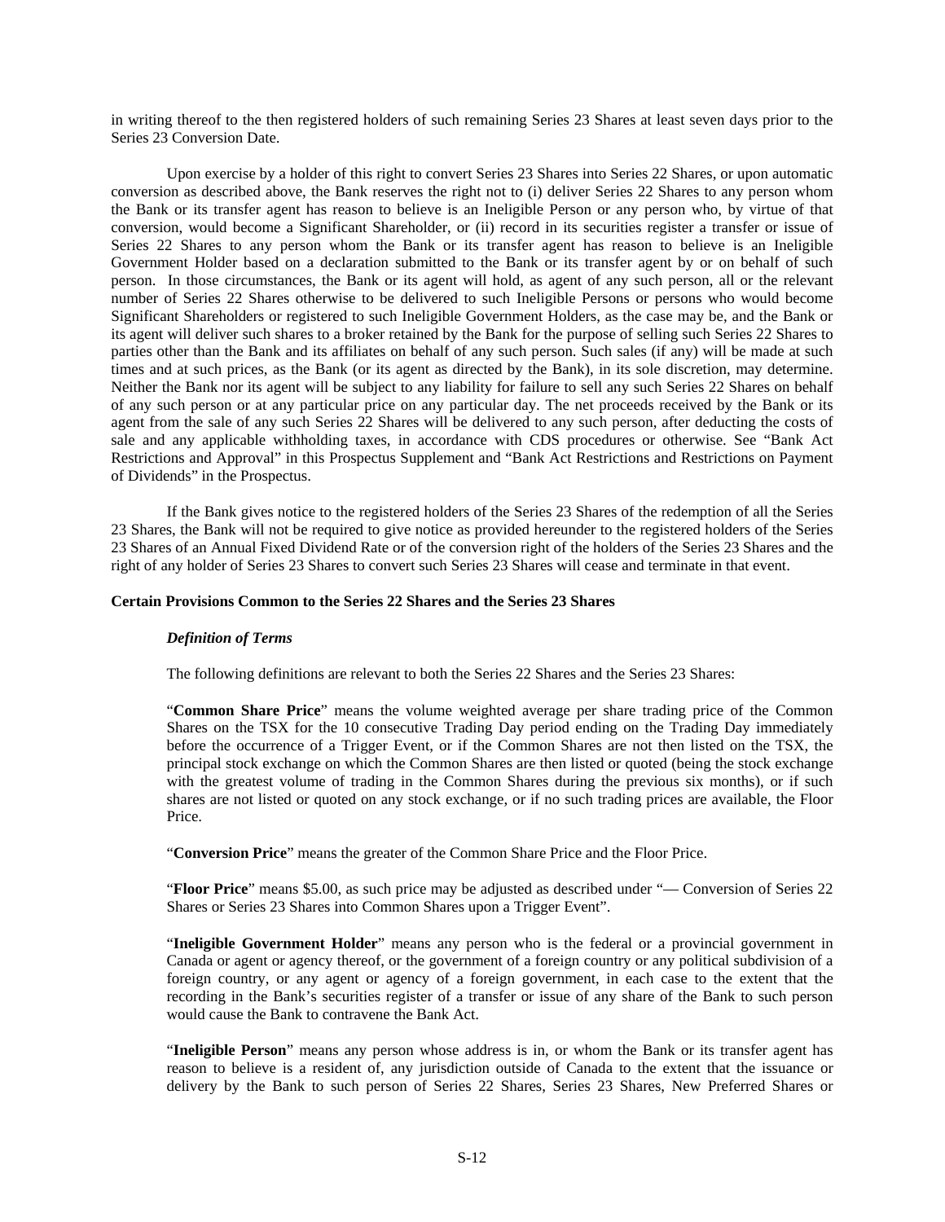in writing thereof to the then registered holders of such remaining Series 23 Shares at least seven days prior to the Series 23 Conversion Date.

Upon exercise by a holder of this right to convert Series 23 Shares into Series 22 Shares, or upon automatic conversion as described above, the Bank reserves the right not to (i) deliver Series 22 Shares to any person whom the Bank or its transfer agent has reason to believe is an Ineligible Person or any person who, by virtue of that conversion, would become a Significant Shareholder, or (ii) record in its securities register a transfer or issue of Series 22 Shares to any person whom the Bank or its transfer agent has reason to believe is an Ineligible Government Holder based on a declaration submitted to the Bank or its transfer agent by or on behalf of such person. In those circumstances, the Bank or its agent will hold, as agent of any such person, all or the relevant number of Series 22 Shares otherwise to be delivered to such Ineligible Persons or persons who would become Significant Shareholders or registered to such Ineligible Government Holders, as the case may be, and the Bank or its agent will deliver such shares to a broker retained by the Bank for the purpose of selling such Series 22 Shares to parties other than the Bank and its affiliates on behalf of any such person. Such sales (if any) will be made at such times and at such prices, as the Bank (or its agent as directed by the Bank), in its sole discretion, may determine. Neither the Bank nor its agent will be subject to any liability for failure to sell any such Series 22 Shares on behalf of any such person or at any particular price on any particular day. The net proceeds received by the Bank or its agent from the sale of any such Series 22 Shares will be delivered to any such person, after deducting the costs of sale and any applicable withholding taxes, in accordance with CDS procedures or otherwise. See "Bank Act Restrictions and Approval" in this Prospectus Supplement and "Bank Act Restrictions and Restrictions on Payment of Dividends" in the Prospectus.

If the Bank gives notice to the registered holders of the Series 23 Shares of the redemption of all the Series 23 Shares, the Bank will not be required to give notice as provided hereunder to the registered holders of the Series 23 Shares of an Annual Fixed Dividend Rate or of the conversion right of the holders of the Series 23 Shares and the right of any holder of Series 23 Shares to convert such Series 23 Shares will cease and terminate in that event.

**Certain Provisions Common to the Series 22 Shares and the Series 23 Shares**

***Definition of Terms***

The following definitions are relevant to both the Series 22 Shares and the Series 23 Shares:

"**Common Share Price**" means the volume weighted average per share trading price of the Common Shares on the TSX for the 10 consecutive Trading Day period ending on the Trading Day immediately before the occurrence of a Trigger Event, or if the Common Shares are not then listed on the TSX, the principal stock exchange on which the Common Shares are then listed or quoted (being the stock exchange with the greatest volume of trading in the Common Shares during the previous six months), or if such shares are not listed or quoted on any stock exchange, or if no such trading prices are available, the Floor Price.

"**Conversion Price**" means the greater of the Common Share Price and the Floor Price.

"**Floor Price**" means $5.00, as such price may be adjusted as described under "— Conversion of Series 22 Shares or Series 23 Shares into Common Shares upon a Trigger Event".

"**Ineligible Government Holder**" means any person who is the federal or a provincial government in Canada or agent or agency thereof, or the government of a foreign country or any political subdivision of a foreign country, or any agent or agency of a foreign government, in each case to the extent that the recording in the Bank's securities register of a transfer or issue of any share of the Bank to such person would cause the Bank to contravene the Bank Act.

"**Ineligible Person**" means any person whose address is in, or whom the Bank or its transfer agent has reason to believe is a resident of, any jurisdiction outside of Canada to the extent that the issuance or delivery by the Bank to such person of Series 22 Shares, Series 23 Shares, New Preferred Shares or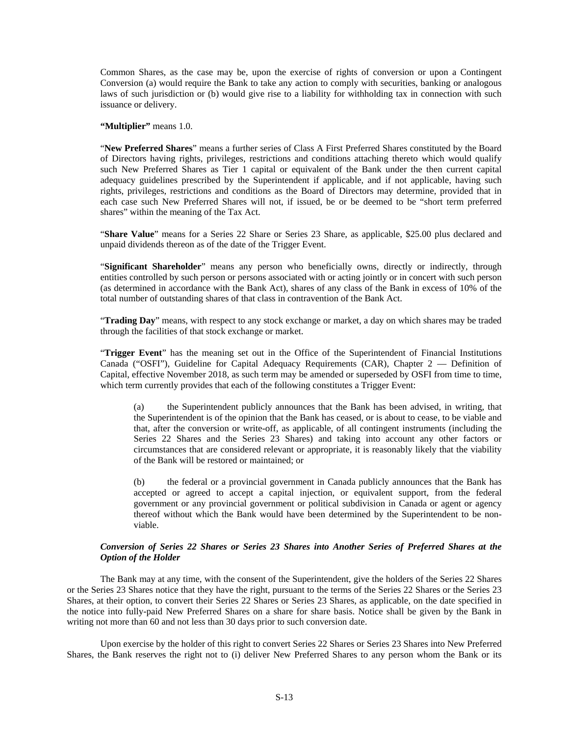Common Shares, as the case may be, upon the exercise of rights of conversion or upon a Contingent Conversion (a) would require the Bank to take any action to comply with securities, banking or analogous laws of such jurisdiction or (b) would give rise to a liability for withholding tax in connection with such issuance or delivery.

**"Multiplier"** means 1.0.

"**New Preferred Shares**" means a further series of Class A First Preferred Shares constituted by the Board of Directors having rights, privileges, restrictions and conditions attaching thereto which would qualify such New Preferred Shares as Tier 1 capital or equivalent of the Bank under the then current capital adequacy guidelines prescribed by the Superintendent if applicable, and if not applicable, having such rights, privileges, restrictions and conditions as the Board of Directors may determine, provided that in each case such New Preferred Shares will not, if issued, be or be deemed to be "short term preferred shares" within the meaning of the Tax Act.

"**Share Value**" means for a Series 22 Share or Series 23 Share, as applicable, $25.00 plus declared and unpaid dividends thereon as of the date of the Trigger Event.

"**Significant Shareholder**" means any person who beneficially owns, directly or indirectly, through entities controlled by such person or persons associated with or acting jointly or in concert with such person (as determined in accordance with the Bank Act), shares of any class of the Bank in excess of 10% of the total number of outstanding shares of that class in contravention of the Bank Act.

"**Trading Day**" means, with respect to any stock exchange or market, a day on which shares may be traded through the facilities of that stock exchange or market.

"**Trigger Event**" has the meaning set out in the Office of the Superintendent of Financial Institutions Canada ("OSFI"), Guideline for Capital Adequacy Requirements (CAR), Chapter 2 — Definition of Capital, effective November 2018, as such term may be amended or superseded by OSFI from time to time, which term currently provides that each of the following constitutes a Trigger Event:

(a) the Superintendent publicly announces that the Bank has been advised, in writing, that the Superintendent is of the opinion that the Bank has ceased, or is about to cease, to be viable and that, after the conversion or write-off, as applicable, of all contingent instruments (including the Series 22 Shares and the Series 23 Shares) and taking into account any other factors or circumstances that are considered relevant or appropriate, it is reasonably likely that the viability of the Bank will be restored or maintained; or

(b) the federal or a provincial government in Canada publicly announces that the Bank has accepted or agreed to accept a capital injection, or equivalent support, from the federal government or any provincial government or political subdivision in Canada or agent or agency thereof without which the Bank would have been determined by the Superintendent to be non-viable.

***Conversion of Series 22 Shares or Series 23 Shares into Another Series of Preferred Shares at the Option of the Holder***

The Bank may at any time, with the consent of the Superintendent, give the holders of the Series 22 Shares or the Series 23 Shares notice that they have the right, pursuant to the terms of the Series 22 Shares or the Series 23 Shares, at their option, to convert their Series 22 Shares or Series 23 Shares, as applicable, on the date specified in the notice into fully-paid New Preferred Shares on a share for share basis. Notice shall be given by the Bank in writing not more than 60 and not less than 30 days prior to such conversion date.

Upon exercise by the holder of this right to convert Series 22 Shares or Series 23 Shares into New Preferred Shares, the Bank reserves the right not to (i) deliver New Preferred Shares to any person whom the Bank or its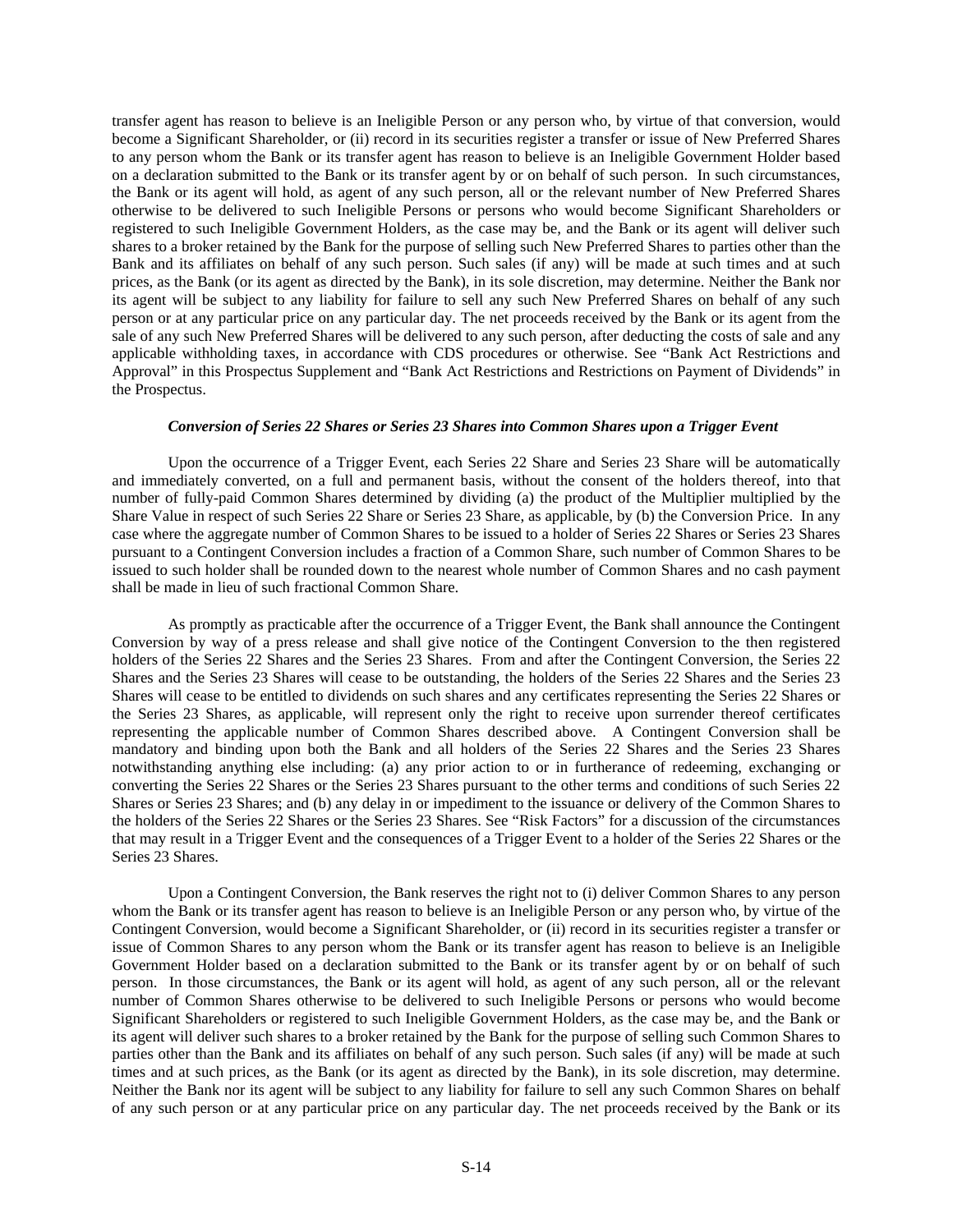transfer agent has reason to believe is an Ineligible Person or any person who, by virtue of that conversion, would become a Significant Shareholder, or (ii) record in its securities register a transfer or issue of New Preferred Shares to any person whom the Bank or its transfer agent has reason to believe is an Ineligible Government Holder based on a declaration submitted to the Bank or its transfer agent by or on behalf of such person. In such circumstances, the Bank or its agent will hold, as agent of any such person, all or the relevant number of New Preferred Shares otherwise to be delivered to such Ineligible Persons or persons who would become Significant Shareholders or registered to such Ineligible Government Holders, as the case may be, and the Bank or its agent will deliver such shares to a broker retained by the Bank for the purpose of selling such New Preferred Shares to parties other than the Bank and its affiliates on behalf of any such person. Such sales (if any) will be made at such times and at such prices, as the Bank (or its agent as directed by the Bank), in its sole discretion, may determine. Neither the Bank nor its agent will be subject to any liability for failure to sell any such New Preferred Shares on behalf of any such person or at any particular price on any particular day. The net proceeds received by the Bank or its agent from the sale of any such New Preferred Shares will be delivered to any such person, after deducting the costs of sale and any applicable withholding taxes, in accordance with CDS procedures or otherwise. See "Bank Act Restrictions and Approval" in this Prospectus Supplement and "Bank Act Restrictions and Restrictions on Payment of Dividends" in the Prospectus.

### *Conversion of Series 22 Shares or Series 23 Shares into Common Shares upon a Trigger Event*

Upon the occurrence of a Trigger Event, each Series 22 Share and Series 23 Share will be automatically and immediately converted, on a full and permanent basis, without the consent of the holders thereof, into that number of fully-paid Common Shares determined by dividing (a) the product of the Multiplier multiplied by the Share Value in respect of such Series 22 Share or Series 23 Share, as applicable, by (b) the Conversion Price. In any case where the aggregate number of Common Shares to be issued to a holder of Series 22 Shares or Series 23 Shares pursuant to a Contingent Conversion includes a fraction of a Common Share, such number of Common Shares to be issued to such holder shall be rounded down to the nearest whole number of Common Shares and no cash payment shall be made in lieu of such fractional Common Share.

As promptly as practicable after the occurrence of a Trigger Event, the Bank shall announce the Contingent Conversion by way of a press release and shall give notice of the Contingent Conversion to the then registered holders of the Series 22 Shares and the Series 23 Shares. From and after the Contingent Conversion, the Series 22 Shares and the Series 23 Shares will cease to be outstanding, the holders of the Series 22 Shares and the Series 23 Shares will cease to be entitled to dividends on such shares and any certificates representing the Series 22 Shares or the Series 23 Shares, as applicable, will represent only the right to receive upon surrender thereof certificates representing the applicable number of Common Shares described above. A Contingent Conversion shall be mandatory and binding upon both the Bank and all holders of the Series 22 Shares and the Series 23 Shares notwithstanding anything else including: (a) any prior action to or in furtherance of redeeming, exchanging or converting the Series 22 Shares or the Series 23 Shares pursuant to the other terms and conditions of such Series 22 Shares or Series 23 Shares; and (b) any delay in or impediment to the issuance or delivery of the Common Shares to the holders of the Series 22 Shares or the Series 23 Shares. See "Risk Factors" for a discussion of the circumstances that may result in a Trigger Event and the consequences of a Trigger Event to a holder of the Series 22 Shares or the Series 23 Shares.

Upon a Contingent Conversion, the Bank reserves the right not to (i) deliver Common Shares to any person whom the Bank or its transfer agent has reason to believe is an Ineligible Person or any person who, by virtue of the Contingent Conversion, would become a Significant Shareholder, or (ii) record in its securities register a transfer or issue of Common Shares to any person whom the Bank or its transfer agent has reason to believe is an Ineligible Government Holder based on a declaration submitted to the Bank or its transfer agent by or on behalf of such person. In those circumstances, the Bank or its agent will hold, as agent of any such person, all or the relevant number of Common Shares otherwise to be delivered to such Ineligible Persons or persons who would become Significant Shareholders or registered to such Ineligible Government Holders, as the case may be, and the Bank or its agent will deliver such shares to a broker retained by the Bank for the purpose of selling such Common Shares to parties other than the Bank and its affiliates on behalf of any such person. Such sales (if any) will be made at such times and at such prices, as the Bank (or its agent as directed by the Bank), in its sole discretion, may determine. Neither the Bank nor its agent will be subject to any liability for failure to sell any such Common Shares on behalf of any such person or at any particular price on any particular day. The net proceeds received by the Bank or its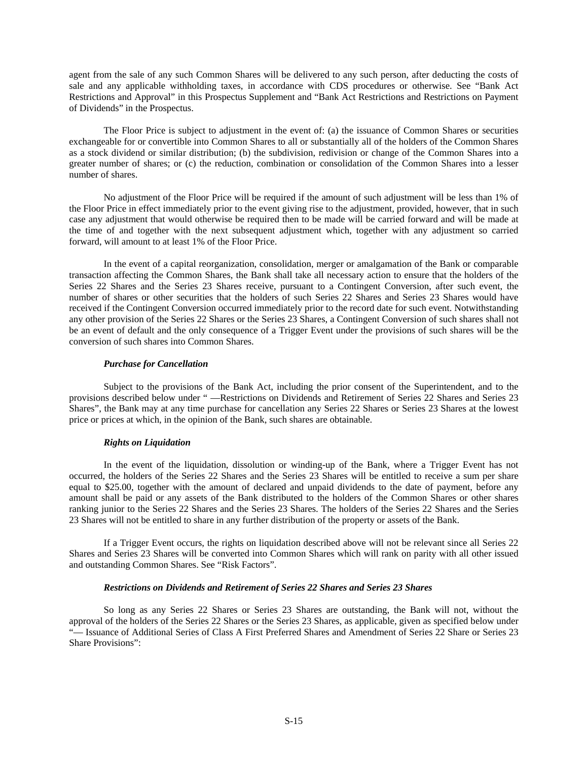agent from the sale of any such Common Shares will be delivered to any such person, after deducting the costs of sale and any applicable withholding taxes, in accordance with CDS procedures or otherwise. See "Bank Act Restrictions and Approval" in this Prospectus Supplement and "Bank Act Restrictions and Restrictions on Payment of Dividends" in the Prospectus.

The Floor Price is subject to adjustment in the event of: (a) the issuance of Common Shares or securities exchangeable for or convertible into Common Shares to all or substantially all of the holders of the Common Shares as a stock dividend or similar distribution; (b) the subdivision, redivision or change of the Common Shares into a greater number of shares; or (c) the reduction, combination or consolidation of the Common Shares into a lesser number of shares.

No adjustment of the Floor Price will be required if the amount of such adjustment will be less than 1% of the Floor Price in effect immediately prior to the event giving rise to the adjustment, provided, however, that in such case any adjustment that would otherwise be required then to be made will be carried forward and will be made at the time of and together with the next subsequent adjustment which, together with any adjustment so carried forward, will amount to at least 1% of the Floor Price.

In the event of a capital reorganization, consolidation, merger or amalgamation of the Bank or comparable transaction affecting the Common Shares, the Bank shall take all necessary action to ensure that the holders of the Series 22 Shares and the Series 23 Shares receive, pursuant to a Contingent Conversion, after such event, the number of shares or other securities that the holders of such Series 22 Shares and Series 23 Shares would have received if the Contingent Conversion occurred immediately prior to the record date for such event. Notwithstanding any other provision of the Series 22 Shares or the Series 23 Shares, a Contingent Conversion of such shares shall not be an event of default and the only consequence of a Trigger Event under the provisions of such shares will be the conversion of such shares into Common Shares.

#### *Purchase for Cancellation*

Subject to the provisions of the Bank Act, including the prior consent of the Superintendent, and to the provisions described below under " —Restrictions on Dividends and Retirement of Series 22 Shares and Series 23 Shares", the Bank may at any time purchase for cancellation any Series 22 Shares or Series 23 Shares at the lowest price or prices at which, in the opinion of the Bank, such shares are obtainable.

#### *Rights on Liquidation*

In the event of the liquidation, dissolution or winding-up of the Bank, where a Trigger Event has not occurred, the holders of the Series 22 Shares and the Series 23 Shares will be entitled to receive a sum per share equal to $25.00, together with the amount of declared and unpaid dividends to the date of payment, before any amount shall be paid or any assets of the Bank distributed to the holders of the Common Shares or other shares ranking junior to the Series 22 Shares and the Series 23 Shares. The holders of the Series 22 Shares and the Series 23 Shares will not be entitled to share in any further distribution of the property or assets of the Bank.

If a Trigger Event occurs, the rights on liquidation described above will not be relevant since all Series 22 Shares and Series 23 Shares will be converted into Common Shares which will rank on parity with all other issued and outstanding Common Shares. See "Risk Factors".

#### *Restrictions on Dividends and Retirement of Series 22 Shares and Series 23 Shares*

So long as any Series 22 Shares or Series 23 Shares are outstanding, the Bank will not, without the approval of the holders of the Series 22 Shares or the Series 23 Shares, as applicable, given as specified below under "— Issuance of Additional Series of Class A First Preferred Shares and Amendment of Series 22 Share or Series 23 Share Provisions":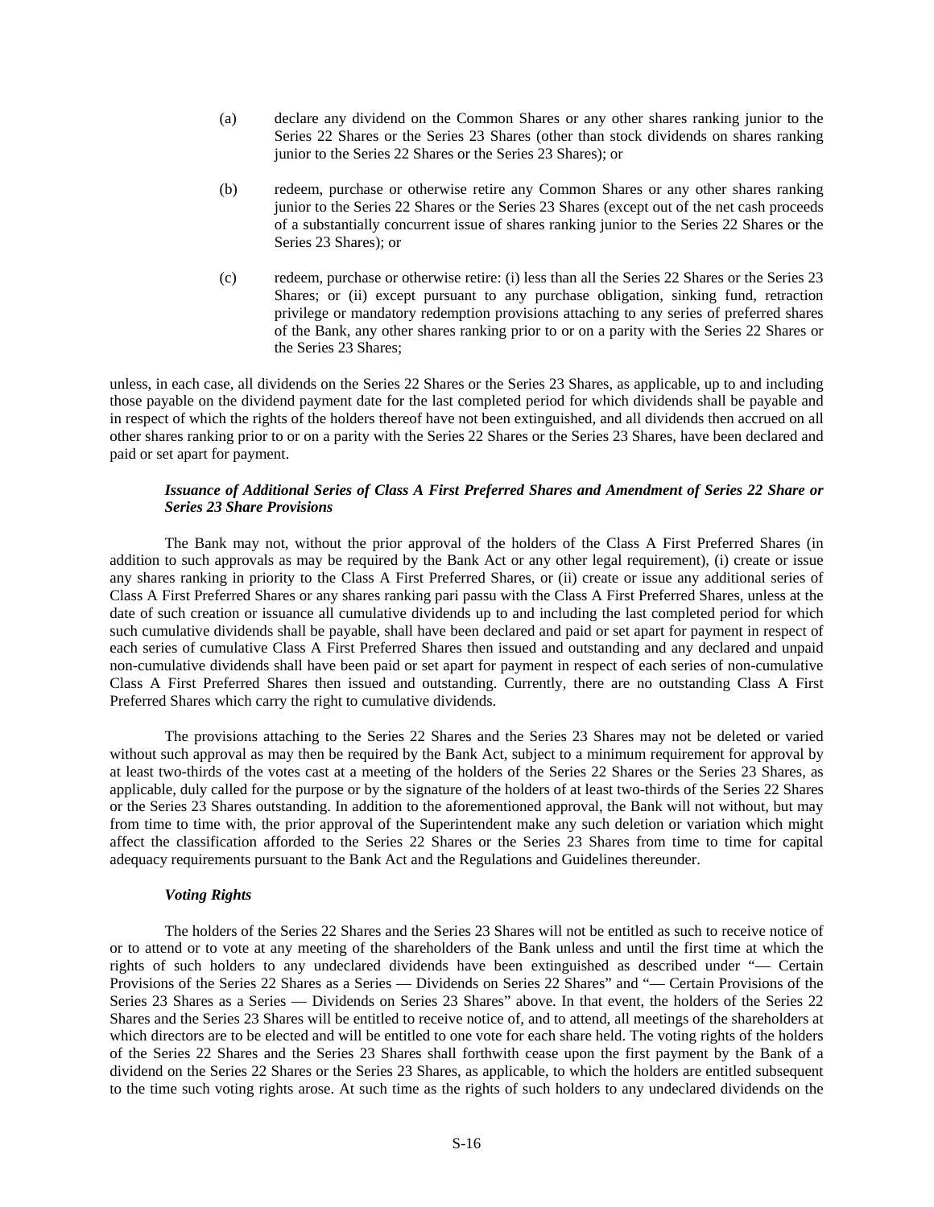(a) declare any dividend on the Common Shares or any other shares ranking junior to the Series 22 Shares or the Series 23 Shares (other than stock dividends on shares ranking junior to the Series 22 Shares or the Series 23 Shares); or

(b) redeem, purchase or otherwise retire any Common Shares or any other shares ranking junior to the Series 22 Shares or the Series 23 Shares (except out of the net cash proceeds of a substantially concurrent issue of shares ranking junior to the Series 22 Shares or the Series 23 Shares); or

(c) redeem, purchase or otherwise retire: (i) less than all the Series 22 Shares or the Series 23 Shares; or (ii) except pursuant to any purchase obligation, sinking fund, retraction privilege or mandatory redemption provisions attaching to any series of preferred shares of the Bank, any other shares ranking prior to or on a parity with the Series 22 Shares or the Series 23 Shares;

unless, in each case, all dividends on the Series 22 Shares or the Series 23 Shares, as applicable, up to and including those payable on the dividend payment date for the last completed period for which dividends shall be payable and in respect of which the rights of the holders thereof have not been extinguished, and all dividends then accrued on all other shares ranking prior to or on a parity with the Series 22 Shares or the Series 23 Shares, have been declared and paid or set apart for payment.

***Issuance of Additional Series of Class A First Preferred Shares and Amendment of Series 22 Share or Series 23 Share Provisions***

The Bank may not, without the prior approval of the holders of the Class A First Preferred Shares (in addition to such approvals as may be required by the Bank Act or any other legal requirement), (i) create or issue any shares ranking in priority to the Class A First Preferred Shares, or (ii) create or issue any additional series of Class A First Preferred Shares or any shares ranking pari passu with the Class A First Preferred Shares, unless at the date of such creation or issuance all cumulative dividends up to and including the last completed period for which such cumulative dividends shall be payable, shall have been declared and paid or set apart for payment in respect of each series of cumulative Class A First Preferred Shares then issued and outstanding and any declared and unpaid non-cumulative dividends shall have been paid or set apart for payment in respect of each series of non-cumulative Class A First Preferred Shares then issued and outstanding. Currently, there are no outstanding Class A First Preferred Shares which carry the right to cumulative dividends.

The provisions attaching to the Series 22 Shares and the Series 23 Shares may not be deleted or varied without such approval as may then be required by the Bank Act, subject to a minimum requirement for approval by at least two-thirds of the votes cast at a meeting of the holders of the Series 22 Shares or the Series 23 Shares, as applicable, duly called for the purpose or by the signature of the holders of at least two-thirds of the Series 22 Shares or the Series 23 Shares outstanding. In addition to the aforementioned approval, the Bank will not without, but may from time to time with, the prior approval of the Superintendent make any such deletion or variation which might affect the classification afforded to the Series 22 Shares or the Series 23 Shares from time to time for capital adequacy requirements pursuant to the Bank Act and the Regulations and Guidelines thereunder.

***Voting Rights***

The holders of the Series 22 Shares and the Series 23 Shares will not be entitled as such to receive notice of or to attend or to vote at any meeting of the shareholders of the Bank unless and until the first time at which the rights of such holders to any undeclared dividends have been extinguished as described under "— Certain Provisions of the Series 22 Shares as a Series — Dividends on Series 22 Shares" and "— Certain Provisions of the Series 23 Shares as a Series — Dividends on Series 23 Shares" above. In that event, the holders of the Series 22 Shares and the Series 23 Shares will be entitled to receive notice of, and to attend, all meetings of the shareholders at which directors are to be elected and will be entitled to one vote for each share held. The voting rights of the holders of the Series 22 Shares and the Series 23 Shares shall forthwith cease upon the first payment by the Bank of a dividend on the Series 22 Shares or the Series 23 Shares, as applicable, to which the holders are entitled subsequent to the time such voting rights arose. At such time as the rights of such holders to any undeclared dividends on the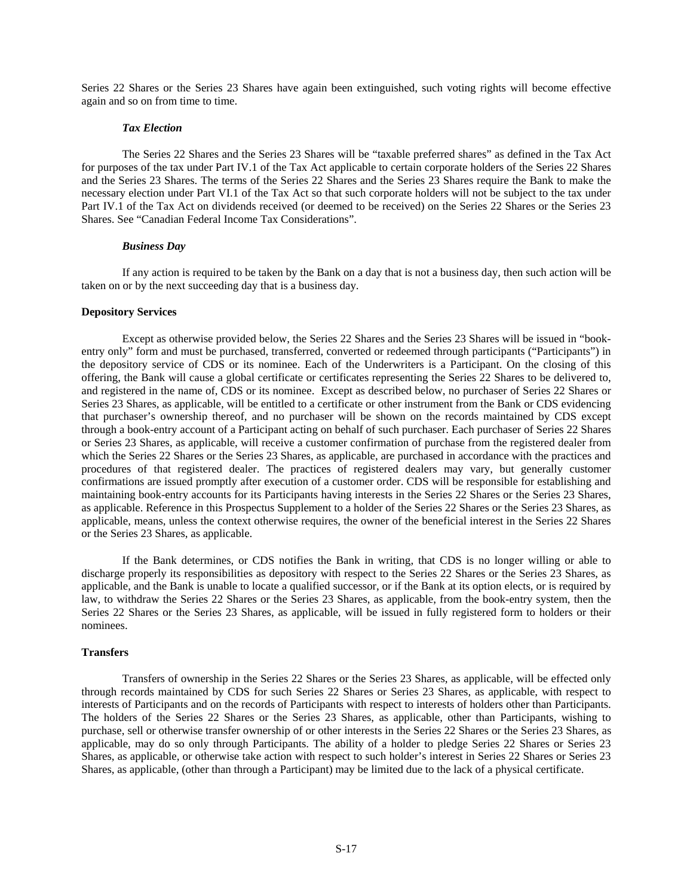Series 22 Shares or the Series 23 Shares have again been extinguished, such voting rights will become effective again and so on from time to time.

***Tax Election***

The Series 22 Shares and the Series 23 Shares will be "taxable preferred shares" as defined in the Tax Act for purposes of the tax under Part IV.1 of the Tax Act applicable to certain corporate holders of the Series 22 Shares and the Series 23 Shares. The terms of the Series 22 Shares and the Series 23 Shares require the Bank to make the necessary election under Part VI.1 of the Tax Act so that such corporate holders will not be subject to the tax under Part IV.1 of the Tax Act on dividends received (or deemed to be received) on the Series 22 Shares or the Series 23 Shares. See "Canadian Federal Income Tax Considerations".

***Business Day***

If any action is required to be taken by the Bank on a day that is not a business day, then such action will be taken on or by the next succeeding day that is a business day.

**Depository Services**

Except as otherwise provided below, the Series 22 Shares and the Series 23 Shares will be issued in "book-entry only" form and must be purchased, transferred, converted or redeemed through participants ("Participants") in the depository service of CDS or its nominee. Each of the Underwriters is a Participant. On the closing of this offering, the Bank will cause a global certificate or certificates representing the Series 22 Shares to be delivered to, and registered in the name of, CDS or its nominee. Except as described below, no purchaser of Series 22 Shares or Series 23 Shares, as applicable, will be entitled to a certificate or other instrument from the Bank or CDS evidencing that purchaser's ownership thereof, and no purchaser will be shown on the records maintained by CDS except through a book-entry account of a Participant acting on behalf of such purchaser. Each purchaser of Series 22 Shares or Series 23 Shares, as applicable, will receive a customer confirmation of purchase from the registered dealer from which the Series 22 Shares or the Series 23 Shares, as applicable, are purchased in accordance with the practices and procedures of that registered dealer. The practices of registered dealers may vary, but generally customer confirmations are issued promptly after execution of a customer order. CDS will be responsible for establishing and maintaining book-entry accounts for its Participants having interests in the Series 22 Shares or the Series 23 Shares, as applicable. Reference in this Prospectus Supplement to a holder of the Series 22 Shares or the Series 23 Shares, as applicable, means, unless the context otherwise requires, the owner of the beneficial interest in the Series 22 Shares or the Series 23 Shares, as applicable.

If the Bank determines, or CDS notifies the Bank in writing, that CDS is no longer willing or able to discharge properly its responsibilities as depository with respect to the Series 22 Shares or the Series 23 Shares, as applicable, and the Bank is unable to locate a qualified successor, or if the Bank at its option elects, or is required by law, to withdraw the Series 22 Shares or the Series 23 Shares, as applicable, from the book-entry system, then the Series 22 Shares or the Series 23 Shares, as applicable, will be issued in fully registered form to holders or their nominees.

**Transfers**

Transfers of ownership in the Series 22 Shares or the Series 23 Shares, as applicable, will be effected only through records maintained by CDS for such Series 22 Shares or Series 23 Shares, as applicable, with respect to interests of Participants and on the records of Participants with respect to interests of holders other than Participants. The holders of the Series 22 Shares or the Series 23 Shares, as applicable, other than Participants, wishing to purchase, sell or otherwise transfer ownership of or other interests in the Series 22 Shares or the Series 23 Shares, as applicable, may do so only through Participants. The ability of a holder to pledge Series 22 Shares or Series 23 Shares, as applicable, or otherwise take action with respect to such holder's interest in Series 22 Shares or Series 23 Shares, as applicable, (other than through a Participant) may be limited due to the lack of a physical certificate.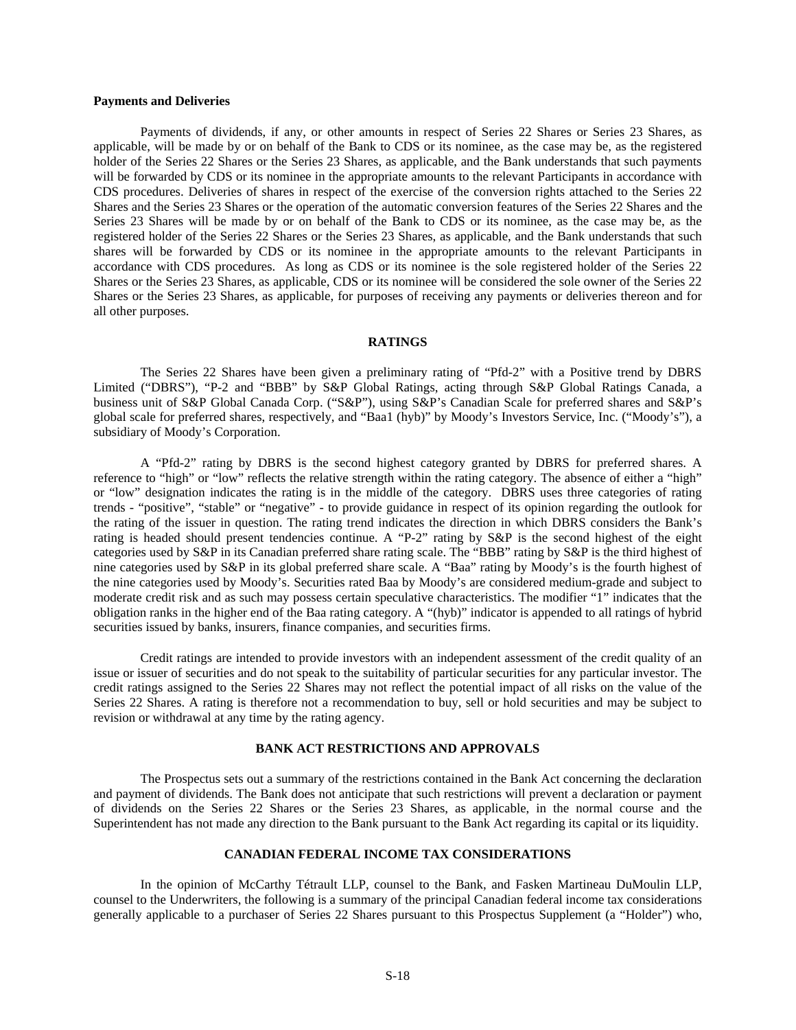**Payments and Deliveries**

Payments of dividends, if any, or other amounts in respect of Series 22 Shares or Series 23 Shares, as applicable, will be made by or on behalf of the Bank to CDS or its nominee, as the case may be, as the registered holder of the Series 22 Shares or the Series 23 Shares, as applicable, and the Bank understands that such payments will be forwarded by CDS or its nominee in the appropriate amounts to the relevant Participants in accordance with CDS procedures. Deliveries of shares in respect of the exercise of the conversion rights attached to the Series 22 Shares and the Series 23 Shares or the operation of the automatic conversion features of the Series 22 Shares and the Series 23 Shares will be made by or on behalf of the Bank to CDS or its nominee, as the case may be, as the registered holder of the Series 22 Shares or the Series 23 Shares, as applicable, and the Bank understands that such shares will be forwarded by CDS or its nominee in the appropriate amounts to the relevant Participants in accordance with CDS procedures. As long as CDS or its nominee is the sole registered holder of the Series 22 Shares or the Series 23 Shares, as applicable, CDS or its nominee will be considered the sole owner of the Series 22 Shares or the Series 23 Shares, as applicable, for purposes of receiving any payments or deliveries thereon and for all other purposes.

## RATINGS

The Series 22 Shares have been given a preliminary rating of "Pfd-2" with a Positive trend by DBRS Limited ("DBRS"), "P-2 and "BBB" by S&P Global Ratings, acting through S&P Global Ratings Canada, a business unit of S&P Global Canada Corp. ("S&P"), using S&P's Canadian Scale for preferred shares and S&P's global scale for preferred shares, respectively, and "Baa1 (hyb)" by Moody's Investors Service, Inc. ("Moody's"), a subsidiary of Moody's Corporation.

A "Pfd-2" rating by DBRS is the second highest category granted by DBRS for preferred shares. A reference to "high" or "low" reflects the relative strength within the rating category. The absence of either a "high" or "low" designation indicates the rating is in the middle of the category. DBRS uses three categories of rating trends - "positive", "stable" or "negative" - to provide guidance in respect of its opinion regarding the outlook for the rating of the issuer in question. The rating trend indicates the direction in which DBRS considers the Bank's rating is headed should present tendencies continue. A "P-2" rating by S&P is the second highest of the eight categories used by S&P in its Canadian preferred share rating scale. The "BBB" rating by S&P is the third highest of nine categories used by S&P in its global preferred share scale. A "Baa" rating by Moody's is the fourth highest of the nine categories used by Moody's. Securities rated Baa by Moody's are considered medium-grade and subject to moderate credit risk and as such may possess certain speculative characteristics. The modifier "1" indicates that the obligation ranks in the higher end of the Baa rating category. A "(hyb)" indicator is appended to all ratings of hybrid securities issued by banks, insurers, finance companies, and securities firms.

Credit ratings are intended to provide investors with an independent assessment of the credit quality of an issue or issuer of securities and do not speak to the suitability of particular securities for any particular investor. The credit ratings assigned to the Series 22 Shares may not reflect the potential impact of all risks on the value of the Series 22 Shares. A rating is therefore not a recommendation to buy, sell or hold securities and may be subject to revision or withdrawal at any time by the rating agency.

## BANK ACT RESTRICTIONS AND APPROVALS

The Prospectus sets out a summary of the restrictions contained in the Bank Act concerning the declaration and payment of dividends. The Bank does not anticipate that such restrictions will prevent a declaration or payment of dividends on the Series 22 Shares or the Series 23 Shares, as applicable, in the normal course and the Superintendent has not made any direction to the Bank pursuant to the Bank Act regarding its capital or its liquidity.

## CANADIAN FEDERAL INCOME TAX CONSIDERATIONS

In the opinion of McCarthy Tétrault LLP, counsel to the Bank, and Fasken Martineau DuMoulin LLP, counsel to the Underwriters, the following is a summary of the principal Canadian federal income tax considerations generally applicable to a purchaser of Series 22 Shares pursuant to this Prospectus Supplement (a "Holder") who,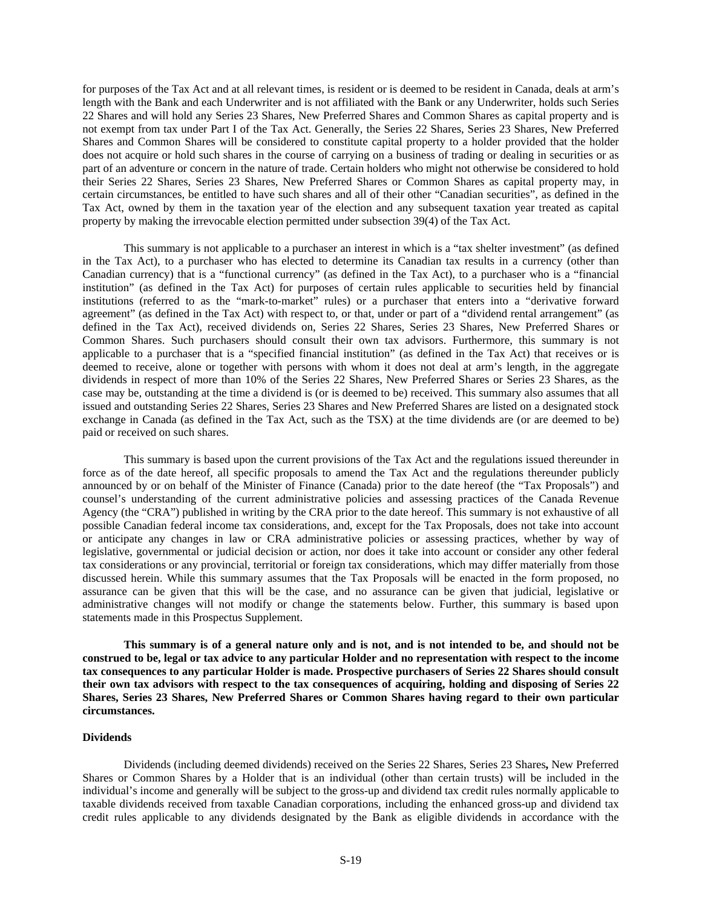for purposes of the Tax Act and at all relevant times, is resident or is deemed to be resident in Canada, deals at arm's length with the Bank and each Underwriter and is not affiliated with the Bank or any Underwriter, holds such Series 22 Shares and will hold any Series 23 Shares, New Preferred Shares and Common Shares as capital property and is not exempt from tax under Part I of the Tax Act. Generally, the Series 22 Shares, Series 23 Shares, New Preferred Shares and Common Shares will be considered to constitute capital property to a holder provided that the holder does not acquire or hold such shares in the course of carrying on a business of trading or dealing in securities or as part of an adventure or concern in the nature of trade. Certain holders who might not otherwise be considered to hold their Series 22 Shares, Series 23 Shares, New Preferred Shares or Common Shares as capital property may, in certain circumstances, be entitled to have such shares and all of their other "Canadian securities", as defined in the Tax Act, owned by them in the taxation year of the election and any subsequent taxation year treated as capital property by making the irrevocable election permitted under subsection 39(4) of the Tax Act.

This summary is not applicable to a purchaser an interest in which is a "tax shelter investment" (as defined in the Tax Act), to a purchaser who has elected to determine its Canadian tax results in a currency (other than Canadian currency) that is a "functional currency" (as defined in the Tax Act), to a purchaser who is a "financial institution" (as defined in the Tax Act) for purposes of certain rules applicable to securities held by financial institutions (referred to as the "mark-to-market" rules) or a purchaser that enters into a "derivative forward agreement" (as defined in the Tax Act) with respect to, or that, under or part of a "dividend rental arrangement" (as defined in the Tax Act), received dividends on, Series 22 Shares, Series 23 Shares, New Preferred Shares or Common Shares. Such purchasers should consult their own tax advisors. Furthermore, this summary is not applicable to a purchaser that is a "specified financial institution" (as defined in the Tax Act) that receives or is deemed to receive, alone or together with persons with whom it does not deal at arm's length, in the aggregate dividends in respect of more than 10% of the Series 22 Shares, New Preferred Shares or Series 23 Shares, as the case may be, outstanding at the time a dividend is (or is deemed to be) received. This summary also assumes that all issued and outstanding Series 22 Shares, Series 23 Shares and New Preferred Shares are listed on a designated stock exchange in Canada (as defined in the Tax Act, such as the TSX) at the time dividends are (or are deemed to be) paid or received on such shares.

This summary is based upon the current provisions of the Tax Act and the regulations issued thereunder in force as of the date hereof, all specific proposals to amend the Tax Act and the regulations thereunder publicly announced by or on behalf of the Minister of Finance (Canada) prior to the date hereof (the "Tax Proposals") and counsel's understanding of the current administrative policies and assessing practices of the Canada Revenue Agency (the "CRA") published in writing by the CRA prior to the date hereof. This summary is not exhaustive of all possible Canadian federal income tax considerations, and, except for the Tax Proposals, does not take into account or anticipate any changes in law or CRA administrative policies or assessing practices, whether by way of legislative, governmental or judicial decision or action, nor does it take into account or consider any other federal tax considerations or any provincial, territorial or foreign tax considerations, which may differ materially from those discussed herein. While this summary assumes that the Tax Proposals will be enacted in the form proposed, no assurance can be given that this will be the case, and no assurance can be given that judicial, legislative or administrative changes will not modify or change the statements below. Further, this summary is based upon statements made in this Prospectus Supplement.

**This summary is of a general nature only and is not, and is not intended to be, and should not be construed to be, legal or tax advice to any particular Holder and no representation with respect to the income tax consequences to any particular Holder is made. Prospective purchasers of Series 22 Shares should consult their own tax advisors with respect to the tax consequences of acquiring, holding and disposing of Series 22 Shares, Series 23 Shares, New Preferred Shares or Common Shares having regard to their own particular circumstances.**

**Dividends**

Dividends (including deemed dividends) received on the Series 22 Shares, Series 23 Shares**,** New Preferred Shares or Common Shares by a Holder that is an individual (other than certain trusts) will be included in the individual's income and generally will be subject to the gross-up and dividend tax credit rules normally applicable to taxable dividends received from taxable Canadian corporations, including the enhanced gross-up and dividend tax credit rules applicable to any dividends designated by the Bank as eligible dividends in accordance with the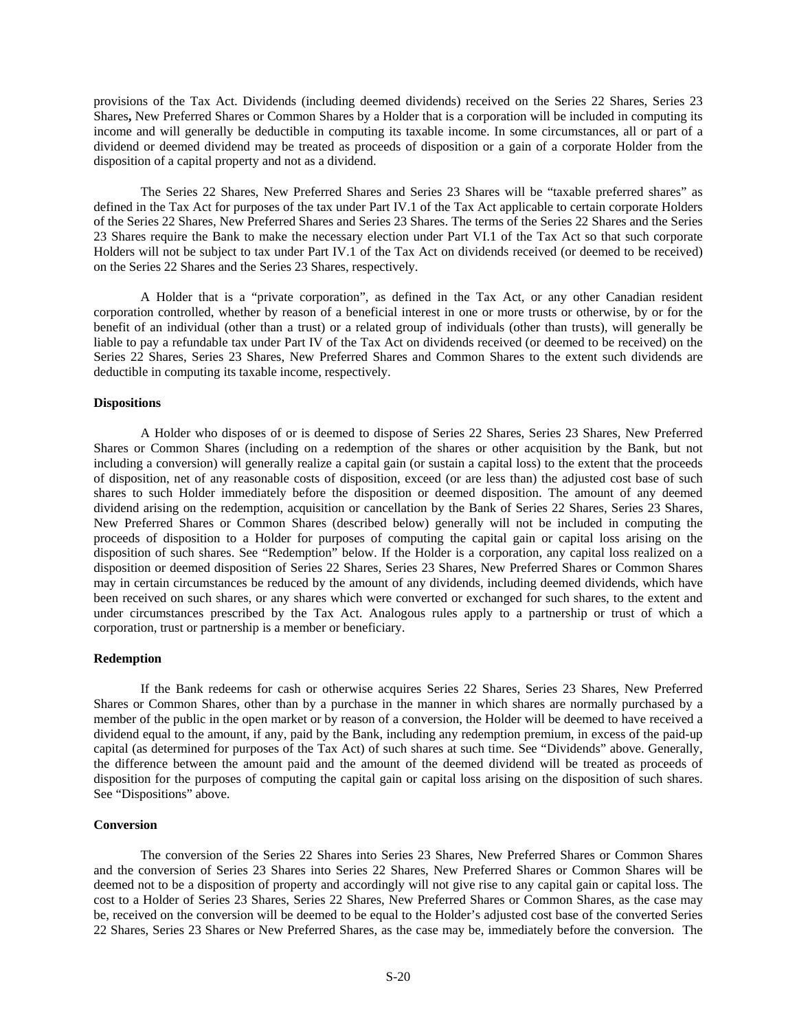provisions of the Tax Act. Dividends (including deemed dividends) received on the Series 22 Shares, Series 23 Shares**,** New Preferred Shares or Common Shares by a Holder that is a corporation will be included in computing its income and will generally be deductible in computing its taxable income. In some circumstances, all or part of a dividend or deemed dividend may be treated as proceeds of disposition or a gain of a corporate Holder from the disposition of a capital property and not as a dividend.

The Series 22 Shares, New Preferred Shares and Series 23 Shares will be "taxable preferred shares" as defined in the Tax Act for purposes of the tax under Part IV.1 of the Tax Act applicable to certain corporate Holders of the Series 22 Shares, New Preferred Shares and Series 23 Shares. The terms of the Series 22 Shares and the Series 23 Shares require the Bank to make the necessary election under Part VI.1 of the Tax Act so that such corporate Holders will not be subject to tax under Part IV.1 of the Tax Act on dividends received (or deemed to be received) on the Series 22 Shares and the Series 23 Shares, respectively.

A Holder that is a "private corporation", as defined in the Tax Act, or any other Canadian resident corporation controlled, whether by reason of a beneficial interest in one or more trusts or otherwise, by or for the benefit of an individual (other than a trust) or a related group of individuals (other than trusts), will generally be liable to pay a refundable tax under Part IV of the Tax Act on dividends received (or deemed to be received) on the Series 22 Shares, Series 23 Shares, New Preferred Shares and Common Shares to the extent such dividends are deductible in computing its taxable income, respectively.

**Dispositions**

A Holder who disposes of or is deemed to dispose of Series 22 Shares, Series 23 Shares, New Preferred Shares or Common Shares (including on a redemption of the shares or other acquisition by the Bank, but not including a conversion) will generally realize a capital gain (or sustain a capital loss) to the extent that the proceeds of disposition, net of any reasonable costs of disposition, exceed (or are less than) the adjusted cost base of such shares to such Holder immediately before the disposition or deemed disposition. The amount of any deemed dividend arising on the redemption, acquisition or cancellation by the Bank of Series 22 Shares, Series 23 Shares, New Preferred Shares or Common Shares (described below) generally will not be included in computing the proceeds of disposition to a Holder for purposes of computing the capital gain or capital loss arising on the disposition of such shares. See "Redemption" below. If the Holder is a corporation, any capital loss realized on a disposition or deemed disposition of Series 22 Shares, Series 23 Shares, New Preferred Shares or Common Shares may in certain circumstances be reduced by the amount of any dividends, including deemed dividends, which have been received on such shares, or any shares which were converted or exchanged for such shares, to the extent and under circumstances prescribed by the Tax Act. Analogous rules apply to a partnership or trust of which a corporation, trust or partnership is a member or beneficiary.

**Redemption**

If the Bank redeems for cash or otherwise acquires Series 22 Shares, Series 23 Shares, New Preferred Shares or Common Shares, other than by a purchase in the manner in which shares are normally purchased by a member of the public in the open market or by reason of a conversion, the Holder will be deemed to have received a dividend equal to the amount, if any, paid by the Bank, including any redemption premium, in excess of the paid-up capital (as determined for purposes of the Tax Act) of such shares at such time. See "Dividends" above. Generally, the difference between the amount paid and the amount of the deemed dividend will be treated as proceeds of disposition for the purposes of computing the capital gain or capital loss arising on the disposition of such shares. See "Dispositions" above.

**Conversion**

The conversion of the Series 22 Shares into Series 23 Shares, New Preferred Shares or Common Shares and the conversion of Series 23 Shares into Series 22 Shares, New Preferred Shares or Common Shares will be deemed not to be a disposition of property and accordingly will not give rise to any capital gain or capital loss. The cost to a Holder of Series 23 Shares, Series 22 Shares, New Preferred Shares or Common Shares, as the case may be, received on the conversion will be deemed to be equal to the Holder's adjusted cost base of the converted Series 22 Shares, Series 23 Shares or New Preferred Shares, as the case may be, immediately before the conversion. The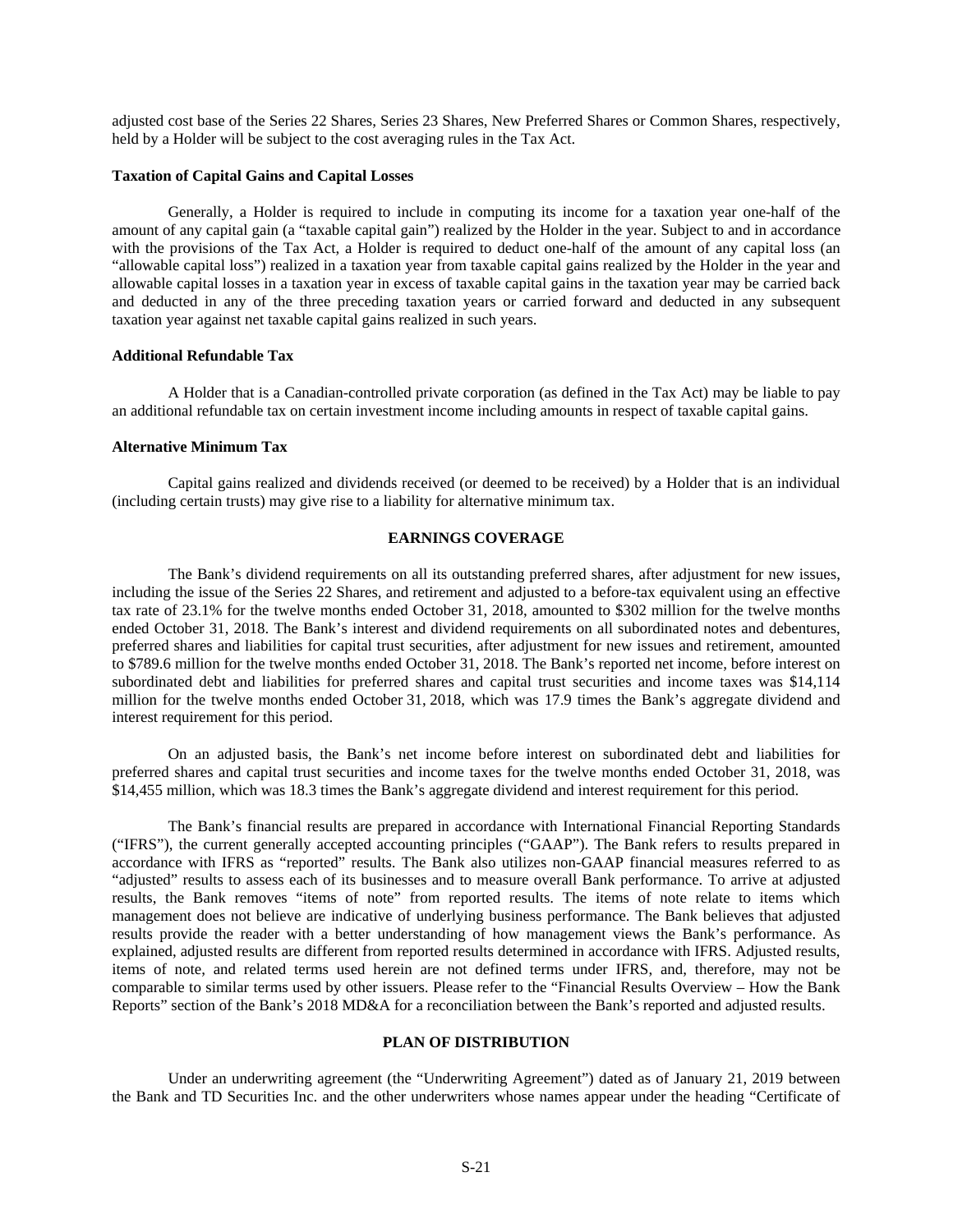adjusted cost base of the Series 22 Shares, Series 23 Shares, New Preferred Shares or Common Shares, respectively, held by a Holder will be subject to the cost averaging rules in the Tax Act.

**Taxation of Capital Gains and Capital Losses**

Generally, a Holder is required to include in computing its income for a taxation year one-half of the amount of any capital gain (a "taxable capital gain") realized by the Holder in the year. Subject to and in accordance with the provisions of the Tax Act, a Holder is required to deduct one-half of the amount of any capital loss (an "allowable capital loss") realized in a taxation year from taxable capital gains realized by the Holder in the year and allowable capital losses in a taxation year in excess of taxable capital gains in the taxation year may be carried back and deducted in any of the three preceding taxation years or carried forward and deducted in any subsequent taxation year against net taxable capital gains realized in such years.

**Additional Refundable Tax**

A Holder that is a Canadian-controlled private corporation (as defined in the Tax Act) may be liable to pay an additional refundable tax on certain investment income including amounts in respect of taxable capital gains.

**Alternative Minimum Tax**

Capital gains realized and dividends received (or deemed to be received) by a Holder that is an individual (including certain trusts) may give rise to a liability for alternative minimum tax.

## EARNINGS COVERAGE

The Bank's dividend requirements on all its outstanding preferred shares, after adjustment for new issues, including the issue of the Series 22 Shares, and retirement and adjusted to a before-tax equivalent using an effective tax rate of 23.1% for the twelve months ended October 31, 2018, amounted to $302 million for the twelve months ended October 31, 2018. The Bank's interest and dividend requirements on all subordinated notes and debentures, preferred shares and liabilities for capital trust securities, after adjustment for new issues and retirement, amounted to $789.6 million for the twelve months ended October 31, 2018. The Bank's reported net income, before interest on subordinated debt and liabilities for preferred shares and capital trust securities and income taxes was $14,114 million for the twelve months ended October 31, 2018, which was 17.9 times the Bank's aggregate dividend and interest requirement for this period.

On an adjusted basis, the Bank's net income before interest on subordinated debt and liabilities for preferred shares and capital trust securities and income taxes for the twelve months ended October 31, 2018, was $14,455 million, which was 18.3 times the Bank's aggregate dividend and interest requirement for this period.

The Bank's financial results are prepared in accordance with International Financial Reporting Standards ("IFRS"), the current generally accepted accounting principles ("GAAP"). The Bank refers to results prepared in accordance with IFRS as "reported" results. The Bank also utilizes non-GAAP financial measures referred to as "adjusted" results to assess each of its businesses and to measure overall Bank performance. To arrive at adjusted results, the Bank removes "items of note" from reported results. The items of note relate to items which management does not believe are indicative of underlying business performance. The Bank believes that adjusted results provide the reader with a better understanding of how management views the Bank's performance. As explained, adjusted results are different from reported results determined in accordance with IFRS. Adjusted results, items of note, and related terms used herein are not defined terms under IFRS, and, therefore, may not be comparable to similar terms used by other issuers. Please refer to the "Financial Results Overview – How the Bank Reports" section of the Bank's 2018 MD&A for a reconciliation between the Bank's reported and adjusted results.

## PLAN OF DISTRIBUTION

Under an underwriting agreement (the "Underwriting Agreement") dated as of January 21, 2019 between the Bank and TD Securities Inc. and the other underwriters whose names appear under the heading "Certificate of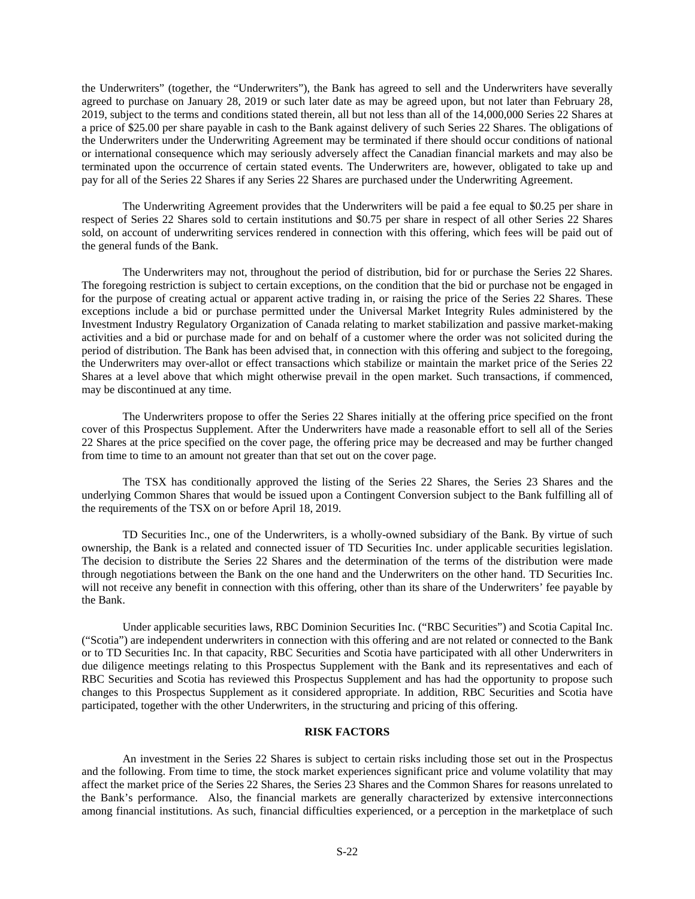the Underwriters" (together, the "Underwriters"), the Bank has agreed to sell and the Underwriters have severally agreed to purchase on January 28, 2019 or such later date as may be agreed upon, but not later than February 28, 2019, subject to the terms and conditions stated therein, all but not less than all of the 14,000,000 Series 22 Shares at a price of $25.00 per share payable in cash to the Bank against delivery of such Series 22 Shares. The obligations of the Underwriters under the Underwriting Agreement may be terminated if there should occur conditions of national or international consequence which may seriously adversely affect the Canadian financial markets and may also be terminated upon the occurrence of certain stated events. The Underwriters are, however, obligated to take up and pay for all of the Series 22 Shares if any Series 22 Shares are purchased under the Underwriting Agreement.

The Underwriting Agreement provides that the Underwriters will be paid a fee equal to $0.25 per share in respect of Series 22 Shares sold to certain institutions and $0.75 per share in respect of all other Series 22 Shares sold, on account of underwriting services rendered in connection with this offering, which fees will be paid out of the general funds of the Bank.

The Underwriters may not, throughout the period of distribution, bid for or purchase the Series 22 Shares. The foregoing restriction is subject to certain exceptions, on the condition that the bid or purchase not be engaged in for the purpose of creating actual or apparent active trading in, or raising the price of the Series 22 Shares. These exceptions include a bid or purchase permitted under the Universal Market Integrity Rules administered by the Investment Industry Regulatory Organization of Canada relating to market stabilization and passive market-making activities and a bid or purchase made for and on behalf of a customer where the order was not solicited during the period of distribution. The Bank has been advised that, in connection with this offering and subject to the foregoing, the Underwriters may over-allot or effect transactions which stabilize or maintain the market price of the Series 22 Shares at a level above that which might otherwise prevail in the open market. Such transactions, if commenced, may be discontinued at any time.

The Underwriters propose to offer the Series 22 Shares initially at the offering price specified on the front cover of this Prospectus Supplement. After the Underwriters have made a reasonable effort to sell all of the Series 22 Shares at the price specified on the cover page, the offering price may be decreased and may be further changed from time to time to an amount not greater than that set out on the cover page.

The TSX has conditionally approved the listing of the Series 22 Shares, the Series 23 Shares and the underlying Common Shares that would be issued upon a Contingent Conversion subject to the Bank fulfilling all of the requirements of the TSX on or before April 18, 2019.

TD Securities Inc., one of the Underwriters, is a wholly-owned subsidiary of the Bank. By virtue of such ownership, the Bank is a related and connected issuer of TD Securities Inc. under applicable securities legislation. The decision to distribute the Series 22 Shares and the determination of the terms of the distribution were made through negotiations between the Bank on the one hand and the Underwriters on the other hand. TD Securities Inc. will not receive any benefit in connection with this offering, other than its share of the Underwriters' fee payable by the Bank.

Under applicable securities laws, RBC Dominion Securities Inc. ("RBC Securities") and Scotia Capital Inc. ("Scotia") are independent underwriters in connection with this offering and are not related or connected to the Bank or to TD Securities Inc. In that capacity, RBC Securities and Scotia have participated with all other Underwriters in due diligence meetings relating to this Prospectus Supplement with the Bank and its representatives and each of RBC Securities and Scotia has reviewed this Prospectus Supplement and has had the opportunity to propose such changes to this Prospectus Supplement as it considered appropriate. In addition, RBC Securities and Scotia have participated, together with the other Underwriters, in the structuring and pricing of this offering.

## RISK FACTORS

An investment in the Series 22 Shares is subject to certain risks including those set out in the Prospectus and the following. From time to time, the stock market experiences significant price and volume volatility that may affect the market price of the Series 22 Shares, the Series 23 Shares and the Common Shares for reasons unrelated to the Bank's performance. Also, the financial markets are generally characterized by extensive interconnections among financial institutions. As such, financial difficulties experienced, or a perception in the marketplace of such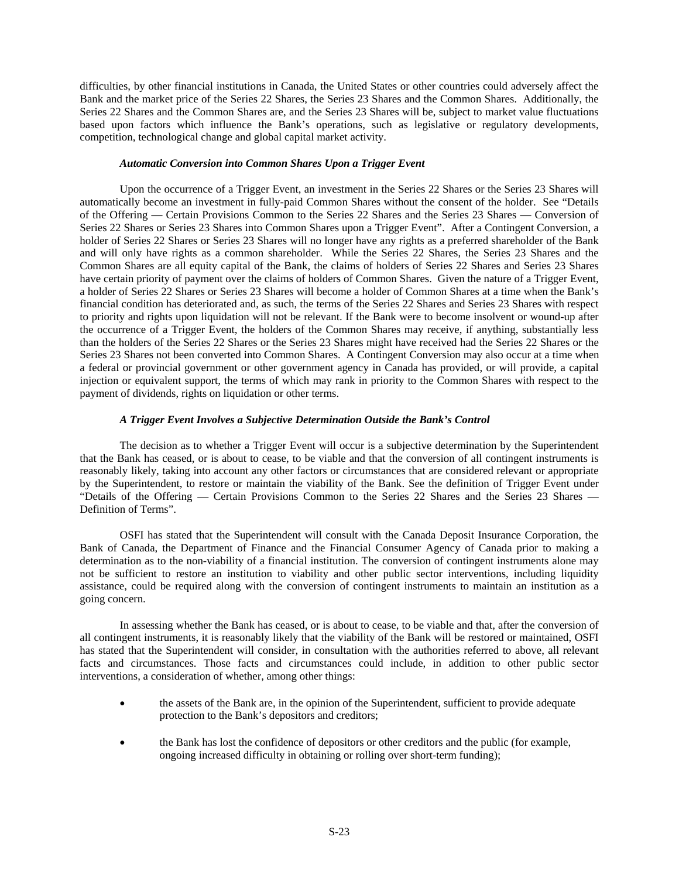difficulties, by other financial institutions in Canada, the United States or other countries could adversely affect the Bank and the market price of the Series 22 Shares, the Series 23 Shares and the Common Shares. Additionally, the Series 22 Shares and the Common Shares are, and the Series 23 Shares will be, subject to market value fluctuations based upon factors which influence the Bank's operations, such as legislative or regulatory developments, competition, technological change and global capital market activity.

***Automatic Conversion into Common Shares Upon a Trigger Event***

Upon the occurrence of a Trigger Event, an investment in the Series 22 Shares or the Series 23 Shares will automatically become an investment in fully-paid Common Shares without the consent of the holder. See "Details of the Offering — Certain Provisions Common to the Series 22 Shares and the Series 23 Shares — Conversion of Series 22 Shares or Series 23 Shares into Common Shares upon a Trigger Event". After a Contingent Conversion, a holder of Series 22 Shares or Series 23 Shares will no longer have any rights as a preferred shareholder of the Bank and will only have rights as a common shareholder. While the Series 22 Shares, the Series 23 Shares and the Common Shares are all equity capital of the Bank, the claims of holders of Series 22 Shares and Series 23 Shares have certain priority of payment over the claims of holders of Common Shares. Given the nature of a Trigger Event, a holder of Series 22 Shares or Series 23 Shares will become a holder of Common Shares at a time when the Bank's financial condition has deteriorated and, as such, the terms of the Series 22 Shares and Series 23 Shares with respect to priority and rights upon liquidation will not be relevant. If the Bank were to become insolvent or wound-up after the occurrence of a Trigger Event, the holders of the Common Shares may receive, if anything, substantially less than the holders of the Series 22 Shares or the Series 23 Shares might have received had the Series 22 Shares or the Series 23 Shares not been converted into Common Shares. A Contingent Conversion may also occur at a time when a federal or provincial government or other government agency in Canada has provided, or will provide, a capital injection or equivalent support, the terms of which may rank in priority to the Common Shares with respect to the payment of dividends, rights on liquidation or other terms.

***A Trigger Event Involves a Subjective Determination Outside the Bank's Control***

The decision as to whether a Trigger Event will occur is a subjective determination by the Superintendent that the Bank has ceased, or is about to cease, to be viable and that the conversion of all contingent instruments is reasonably likely, taking into account any other factors or circumstances that are considered relevant or appropriate by the Superintendent, to restore or maintain the viability of the Bank. See the definition of Trigger Event under "Details of the Offering — Certain Provisions Common to the Series 22 Shares and the Series 23 Shares — Definition of Terms".

OSFI has stated that the Superintendent will consult with the Canada Deposit Insurance Corporation, the Bank of Canada, the Department of Finance and the Financial Consumer Agency of Canada prior to making a determination as to the non-viability of a financial institution. The conversion of contingent instruments alone may not be sufficient to restore an institution to viability and other public sector interventions, including liquidity assistance, could be required along with the conversion of contingent instruments to maintain an institution as a going concern.

In assessing whether the Bank has ceased, or is about to cease, to be viable and that, after the conversion of all contingent instruments, it is reasonably likely that the viability of the Bank will be restored or maintained, OSFI has stated that the Superintendent will consider, in consultation with the authorities referred to above, all relevant facts and circumstances. Those facts and circumstances could include, in addition to other public sector interventions, a consideration of whether, among other things:

- the assets of the Bank are, in the opinion of the Superintendent, sufficient to provide adequate protection to the Bank's depositors and creditors;
- the Bank has lost the confidence of depositors or other creditors and the public (for example, ongoing increased difficulty in obtaining or rolling over short-term funding);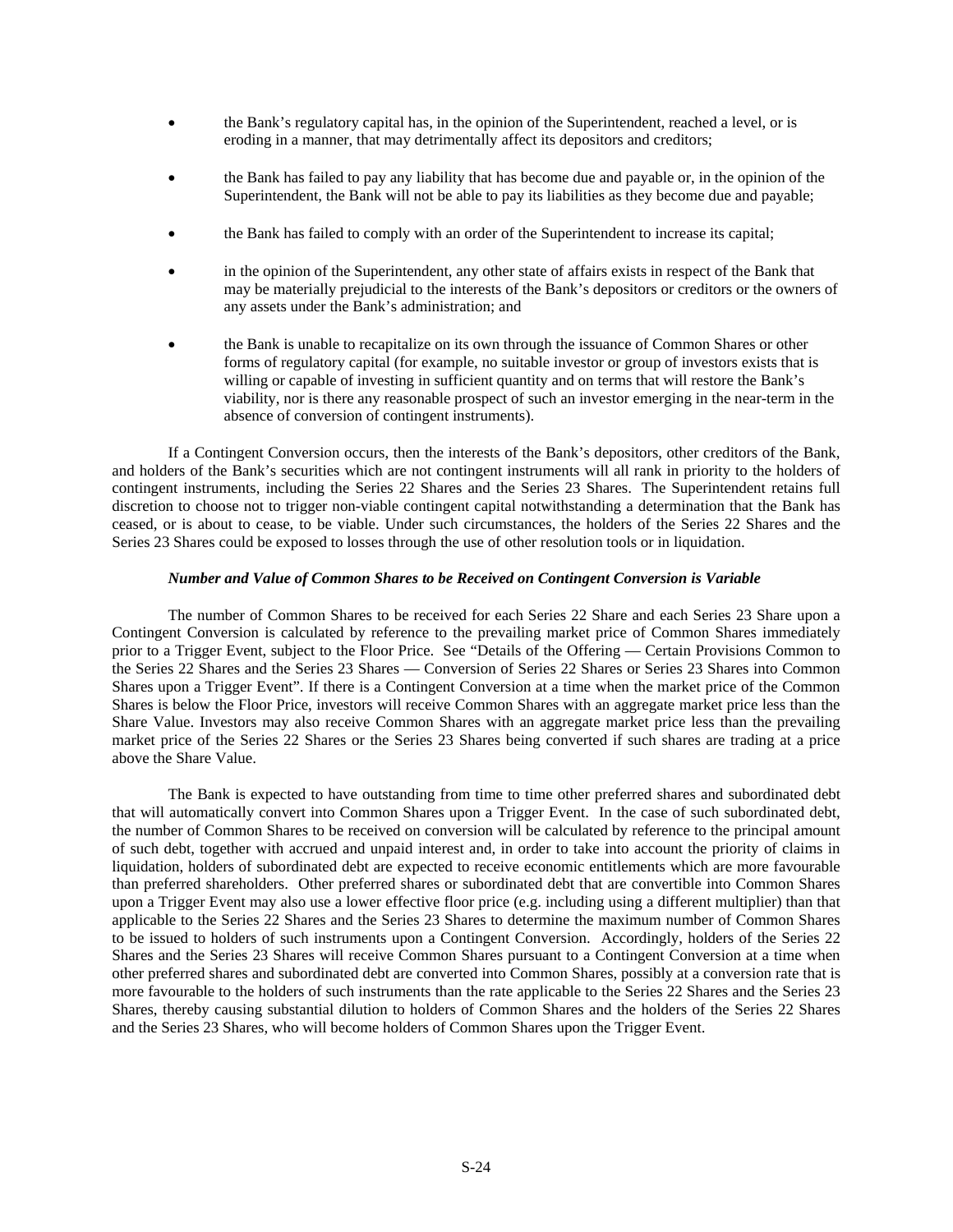- the Bank's regulatory capital has, in the opinion of the Superintendent, reached a level, or is eroding in a manner, that may detrimentally affect its depositors and creditors;
- the Bank has failed to pay any liability that has become due and payable or, in the opinion of the Superintendent, the Bank will not be able to pay its liabilities as they become due and payable;
- the Bank has failed to comply with an order of the Superintendent to increase its capital;
- in the opinion of the Superintendent, any other state of affairs exists in respect of the Bank that may be materially prejudicial to the interests of the Bank's depositors or creditors or the owners of any assets under the Bank's administration; and
- the Bank is unable to recapitalize on its own through the issuance of Common Shares or other forms of regulatory capital (for example, no suitable investor or group of investors exists that is willing or capable of investing in sufficient quantity and on terms that will restore the Bank's viability, nor is there any reasonable prospect of such an investor emerging in the near-term in the absence of conversion of contingent instruments).

If a Contingent Conversion occurs, then the interests of the Bank's depositors, other creditors of the Bank, and holders of the Bank's securities which are not contingent instruments will all rank in priority to the holders of contingent instruments, including the Series 22 Shares and the Series 23 Shares. The Superintendent retains full discretion to choose not to trigger non-viable contingent capital notwithstanding a determination that the Bank has ceased, or is about to cease, to be viable. Under such circumstances, the holders of the Series 22 Shares and the Series 23 Shares could be exposed to losses through the use of other resolution tools or in liquidation.

***Number and Value of Common Shares to be Received on Contingent Conversion is Variable***

The number of Common Shares to be received for each Series 22 Share and each Series 23 Share upon a Contingent Conversion is calculated by reference to the prevailing market price of Common Shares immediately prior to a Trigger Event, subject to the Floor Price. See "Details of the Offering — Certain Provisions Common to the Series 22 Shares and the Series 23 Shares — Conversion of Series 22 Shares or Series 23 Shares into Common Shares upon a Trigger Event". If there is a Contingent Conversion at a time when the market price of the Common Shares is below the Floor Price, investors will receive Common Shares with an aggregate market price less than the Share Value. Investors may also receive Common Shares with an aggregate market price less than the prevailing market price of the Series 22 Shares or the Series 23 Shares being converted if such shares are trading at a price above the Share Value.

The Bank is expected to have outstanding from time to time other preferred shares and subordinated debt that will automatically convert into Common Shares upon a Trigger Event. In the case of such subordinated debt, the number of Common Shares to be received on conversion will be calculated by reference to the principal amount of such debt, together with accrued and unpaid interest and, in order to take into account the priority of claims in liquidation, holders of subordinated debt are expected to receive economic entitlements which are more favourable than preferred shareholders. Other preferred shares or subordinated debt that are convertible into Common Shares upon a Trigger Event may also use a lower effective floor price (e.g. including using a different multiplier) than that applicable to the Series 22 Shares and the Series 23 Shares to determine the maximum number of Common Shares to be issued to holders of such instruments upon a Contingent Conversion. Accordingly, holders of the Series 22 Shares and the Series 23 Shares will receive Common Shares pursuant to a Contingent Conversion at a time when other preferred shares and subordinated debt are converted into Common Shares, possibly at a conversion rate that is more favourable to the holders of such instruments than the rate applicable to the Series 22 Shares and the Series 23 Shares, thereby causing substantial dilution to holders of Common Shares and the holders of the Series 22 Shares and the Series 23 Shares, who will become holders of Common Shares upon the Trigger Event.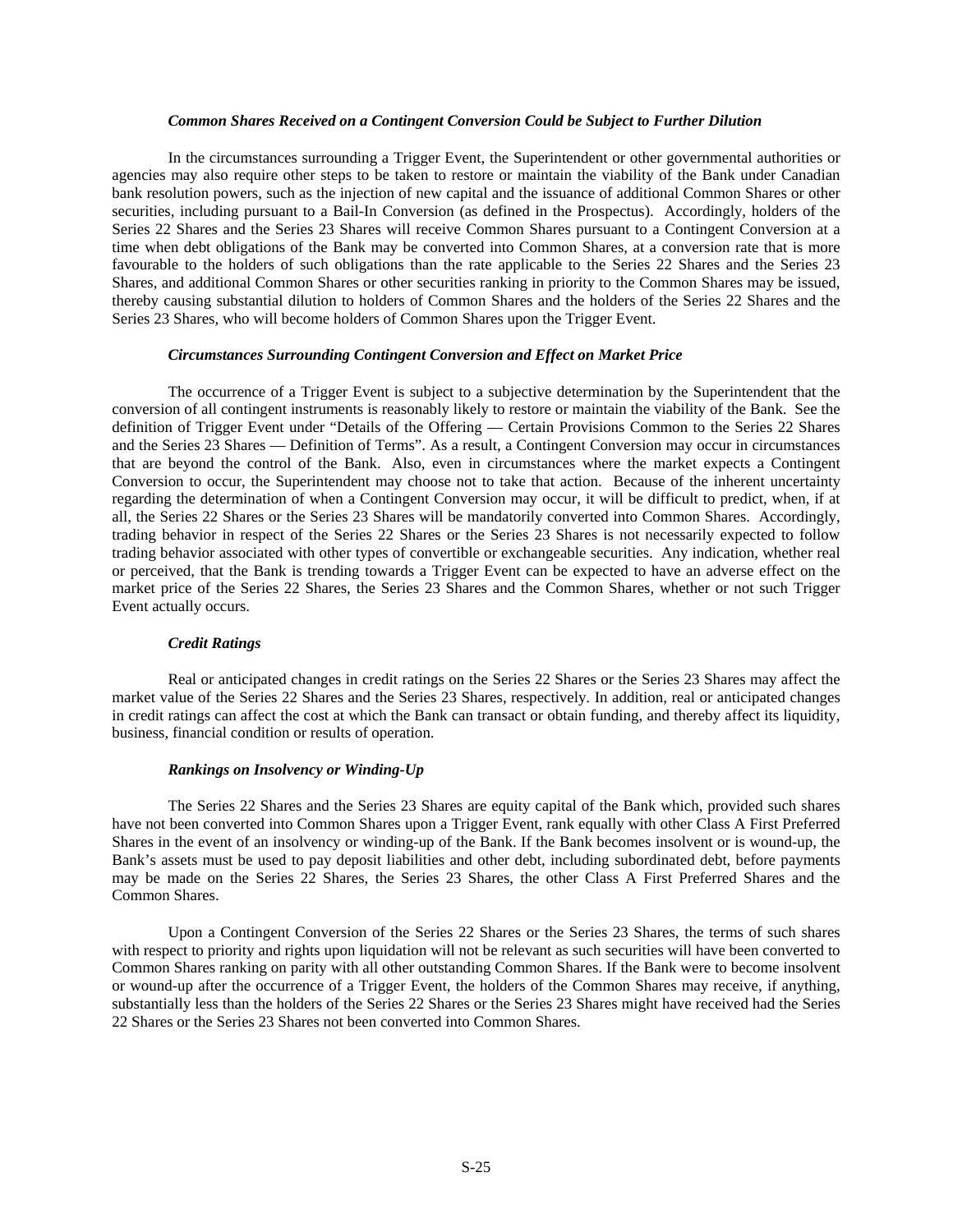### *Common Shares Received on a Contingent Conversion Could be Subject to Further Dilution*

In the circumstances surrounding a Trigger Event, the Superintendent or other governmental authorities or agencies may also require other steps to be taken to restore or maintain the viability of the Bank under Canadian bank resolution powers, such as the injection of new capital and the issuance of additional Common Shares or other securities, including pursuant to a Bail-In Conversion (as defined in the Prospectus). Accordingly, holders of the Series 22 Shares and the Series 23 Shares will receive Common Shares pursuant to a Contingent Conversion at a time when debt obligations of the Bank may be converted into Common Shares, at a conversion rate that is more favourable to the holders of such obligations than the rate applicable to the Series 22 Shares and the Series 23 Shares, and additional Common Shares or other securities ranking in priority to the Common Shares may be issued, thereby causing substantial dilution to holders of Common Shares and the holders of the Series 22 Shares and the Series 23 Shares, who will become holders of Common Shares upon the Trigger Event.

### *Circumstances Surrounding Contingent Conversion and Effect on Market Price*

The occurrence of a Trigger Event is subject to a subjective determination by the Superintendent that the conversion of all contingent instruments is reasonably likely to restore or maintain the viability of the Bank. See the definition of Trigger Event under "Details of the Offering — Certain Provisions Common to the Series 22 Shares and the Series 23 Shares — Definition of Terms". As a result, a Contingent Conversion may occur in circumstances that are beyond the control of the Bank. Also, even in circumstances where the market expects a Contingent Conversion to occur, the Superintendent may choose not to take that action. Because of the inherent uncertainty regarding the determination of when a Contingent Conversion may occur, it will be difficult to predict, when, if at all, the Series 22 Shares or the Series 23 Shares will be mandatorily converted into Common Shares. Accordingly, trading behavior in respect of the Series 22 Shares or the Series 23 Shares is not necessarily expected to follow trading behavior associated with other types of convertible or exchangeable securities. Any indication, whether real or perceived, that the Bank is trending towards a Trigger Event can be expected to have an adverse effect on the market price of the Series 22 Shares, the Series 23 Shares and the Common Shares, whether or not such Trigger Event actually occurs.

### *Credit Ratings*

Real or anticipated changes in credit ratings on the Series 22 Shares or the Series 23 Shares may affect the market value of the Series 22 Shares and the Series 23 Shares, respectively. In addition, real or anticipated changes in credit ratings can affect the cost at which the Bank can transact or obtain funding, and thereby affect its liquidity, business, financial condition or results of operation.

### *Rankings on Insolvency or Winding-Up*

The Series 22 Shares and the Series 23 Shares are equity capital of the Bank which, provided such shares have not been converted into Common Shares upon a Trigger Event, rank equally with other Class A First Preferred Shares in the event of an insolvency or winding-up of the Bank. If the Bank becomes insolvent or is wound-up, the Bank's assets must be used to pay deposit liabilities and other debt, including subordinated debt, before payments may be made on the Series 22 Shares, the Series 23 Shares, the other Class A First Preferred Shares and the Common Shares.

Upon a Contingent Conversion of the Series 22 Shares or the Series 23 Shares, the terms of such shares with respect to priority and rights upon liquidation will not be relevant as such securities will have been converted to Common Shares ranking on parity with all other outstanding Common Shares. If the Bank were to become insolvent or wound-up after the occurrence of a Trigger Event, the holders of the Common Shares may receive, if anything, substantially less than the holders of the Series 22 Shares or the Series 23 Shares might have received had the Series 22 Shares or the Series 23 Shares not been converted into Common Shares.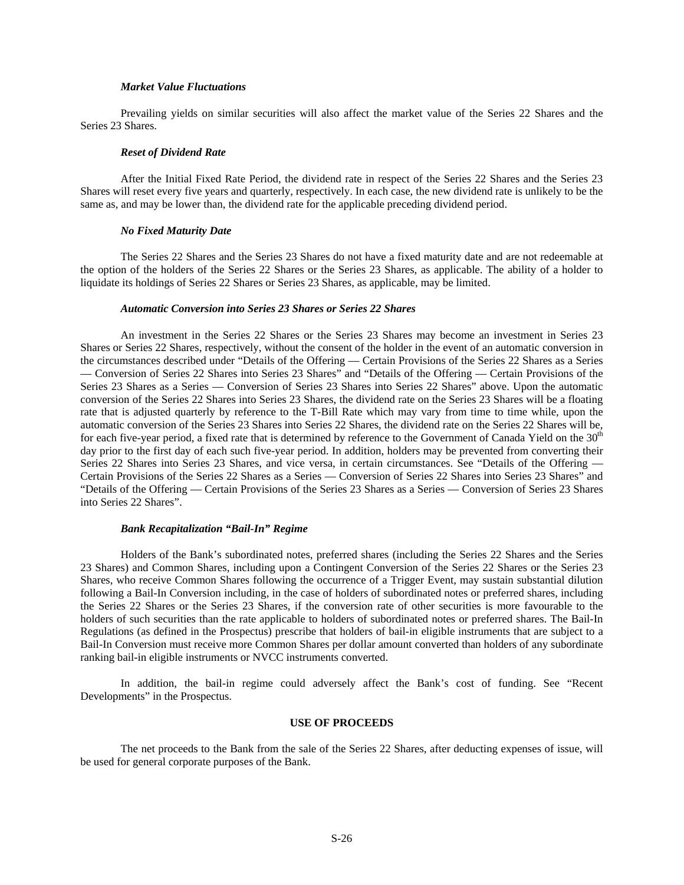*Market Value Fluctuations*

Prevailing yields on similar securities will also affect the market value of the Series 22 Shares and the Series 23 Shares.

*Reset of Dividend Rate*

After the Initial Fixed Rate Period, the dividend rate in respect of the Series 22 Shares and the Series 23 Shares will reset every five years and quarterly, respectively. In each case, the new dividend rate is unlikely to be the same as, and may be lower than, the dividend rate for the applicable preceding dividend period.

*No Fixed Maturity Date*

The Series 22 Shares and the Series 23 Shares do not have a fixed maturity date and are not redeemable at the option of the holders of the Series 22 Shares or the Series 23 Shares, as applicable. The ability of a holder to liquidate its holdings of Series 22 Shares or Series 23 Shares, as applicable, may be limited.

*Automatic Conversion into Series 23 Shares or Series 22 Shares*

An investment in the Series 22 Shares or the Series 23 Shares may become an investment in Series 23 Shares or Series 22 Shares, respectively, without the consent of the holder in the event of an automatic conversion in the circumstances described under "Details of the Offering — Certain Provisions of the Series 22 Shares as a Series — Conversion of Series 22 Shares into Series 23 Shares" and "Details of the Offering — Certain Provisions of the Series 23 Shares as a Series — Conversion of Series 23 Shares into Series 22 Shares" above. Upon the automatic conversion of the Series 22 Shares into Series 23 Shares, the dividend rate on the Series 23 Shares will be a floating rate that is adjusted quarterly by reference to the T-Bill Rate which may vary from time to time while, upon the automatic conversion of the Series 23 Shares into Series 22 Shares, the dividend rate on the Series 22 Shares will be, for each five-year period, a fixed rate that is determined by reference to the Government of Canada Yield on the 30th day prior to the first day of each such five-year period. In addition, holders may be prevented from converting their Series 22 Shares into Series 23 Shares, and vice versa, in certain circumstances. See "Details of the Offering — Certain Provisions of the Series 22 Shares as a Series — Conversion of Series 22 Shares into Series 23 Shares" and "Details of the Offering — Certain Provisions of the Series 23 Shares as a Series — Conversion of Series 23 Shares into Series 22 Shares".

*Bank Recapitalization "Bail-In" Regime*

Holders of the Bank's subordinated notes, preferred shares (including the Series 22 Shares and the Series 23 Shares) and Common Shares, including upon a Contingent Conversion of the Series 22 Shares or the Series 23 Shares, who receive Common Shares following the occurrence of a Trigger Event, may sustain substantial dilution following a Bail-In Conversion including, in the case of holders of subordinated notes or preferred shares, including the Series 22 Shares or the Series 23 Shares, if the conversion rate of other securities is more favourable to the holders of such securities than the rate applicable to holders of subordinated notes or preferred shares. The Bail-In Regulations (as defined in the Prospectus) prescribe that holders of bail-in eligible instruments that are subject to a Bail-In Conversion must receive more Common Shares per dollar amount converted than holders of any subordinate ranking bail-in eligible instruments or NVCC instruments converted.

In addition, the bail-in regime could adversely affect the Bank's cost of funding. See "Recent Developments" in the Prospectus.

## USE OF PROCEEDS

The net proceeds to the Bank from the sale of the Series 22 Shares, after deducting expenses of issue, will be used for general corporate purposes of the Bank.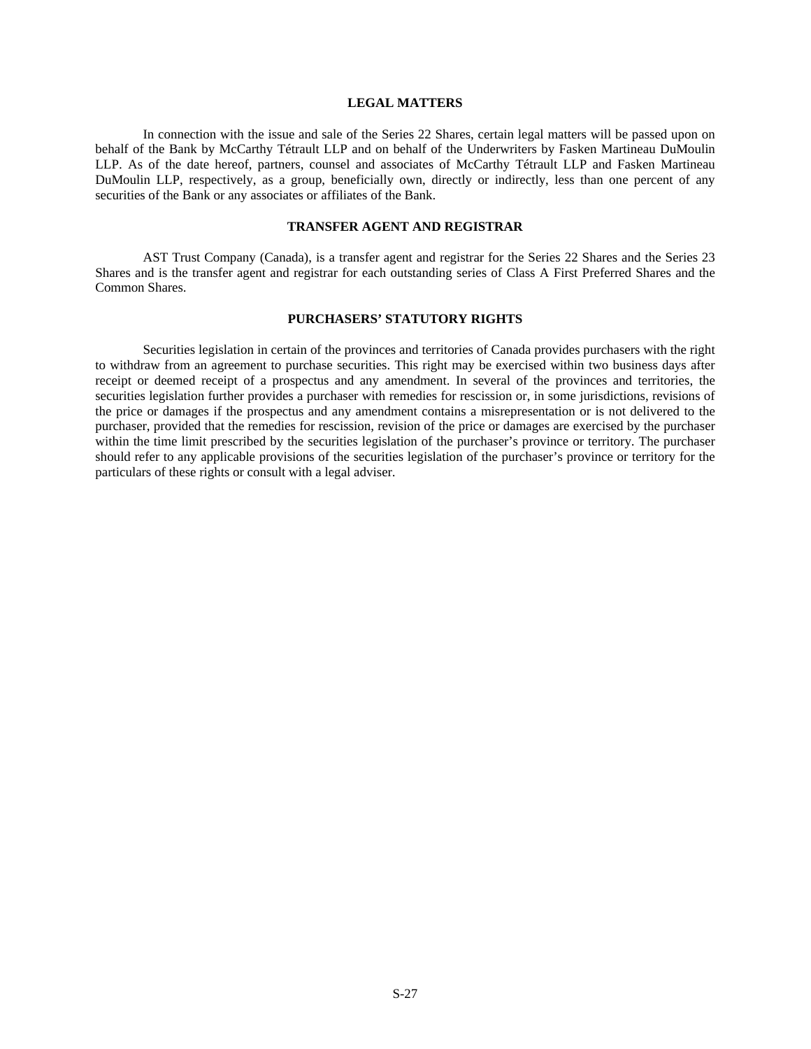## LEGAL MATTERS

In connection with the issue and sale of the Series 22 Shares, certain legal matters will be passed upon on behalf of the Bank by McCarthy Tétrault LLP and on behalf of the Underwriters by Fasken Martineau DuMoulin LLP. As of the date hereof, partners, counsel and associates of McCarthy Tétrault LLP and Fasken Martineau DuMoulin LLP, respectively, as a group, beneficially own, directly or indirectly, less than one percent of any securities of the Bank or any associates or affiliates of the Bank.

## TRANSFER AGENT AND REGISTRAR

AST Trust Company (Canada), is a transfer agent and registrar for the Series 22 Shares and the Series 23 Shares and is the transfer agent and registrar for each outstanding series of Class A First Preferred Shares and the Common Shares.

## PURCHASERS' STATUTORY RIGHTS

Securities legislation in certain of the provinces and territories of Canada provides purchasers with the right to withdraw from an agreement to purchase securities. This right may be exercised within two business days after receipt or deemed receipt of a prospectus and any amendment. In several of the provinces and territories, the securities legislation further provides a purchaser with remedies for rescission or, in some jurisdictions, revisions of the price or damages if the prospectus and any amendment contains a misrepresentation or is not delivered to the purchaser, provided that the remedies for rescission, revision of the price or damages are exercised by the purchaser within the time limit prescribed by the securities legislation of the purchaser's province or territory. The purchaser should refer to any applicable provisions of the securities legislation of the purchaser's province or territory for the particulars of these rights or consult with a legal adviser.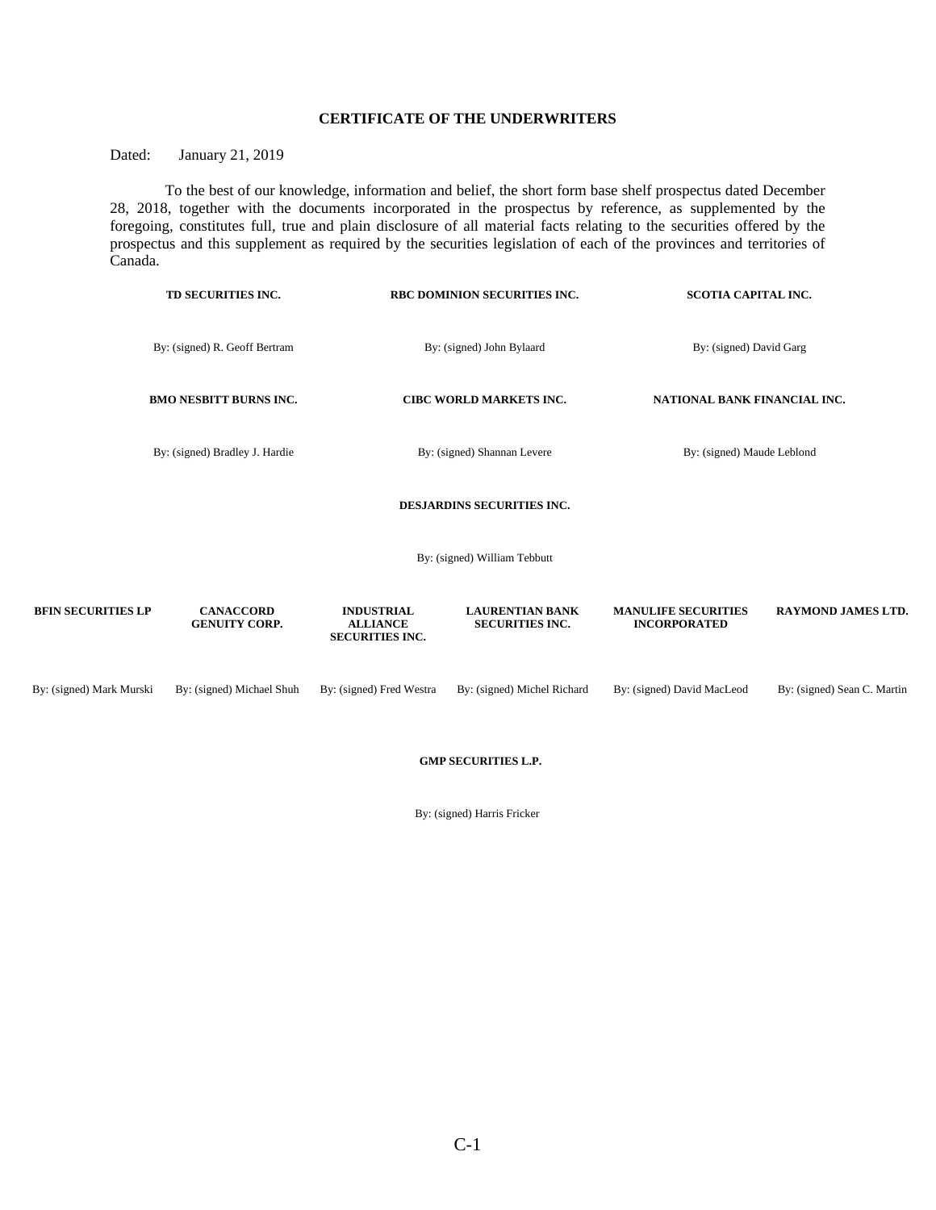## CERTIFICATE OF THE UNDERWRITERS

Dated: January 21, 2019

To the best of our knowledge, information and belief, the short form base shelf prospectus dated December 28, 2018, together with the documents incorporated in the prospectus by reference, as supplemented by the foregoing, constitutes full, true and plain disclosure of all material facts relating to the securities offered by the prospectus and this supplement as required by the securities legislation of each of the provinces and territories of Canada.

| | | |
|---|---|---|
| **TD SECURITIES INC.** | **RBC DOMINION SECURITIES INC.** | **SCOTIA CAPITAL INC.** |
| By: (signed) R. Geoff Bertram | By: (signed) John Bylaard | By: (signed) David Garg |
| **BMO NESBITT BURNS INC.** | **CIBC WORLD MARKETS INC.** | **NATIONAL BANK FINANCIAL INC.** |
| By: (signed) Bradley J. Hardie | By: (signed) Shannan Levere | By: (signed) Maude Leblond |

**DESJARDINS SECURITIES INC.**

By: (signed) William Tebbutt

| | | | | | |
|---|---|---|---|---|---|
| **BFIN SECURITIES LP** | **CANACCORD GENUITY CORP.** | **INDUSTRIAL ALLIANCE SECURITIES INC.** | **LAURENTIAN BANK SECURITIES INC.** | **MANULIFE SECURITIES INCORPORATED** | **RAYMOND JAMES LTD.** |
| By: (signed) Mark Murski | By: (signed) Michael Shuh | By: (signed) Fred Westra | By: (signed) Michel Richard | By: (signed) David MacLeod | By: (signed) Sean C. Martin |

**GMP SECURITIES L.P.**

By: (signed) Harris Fricker